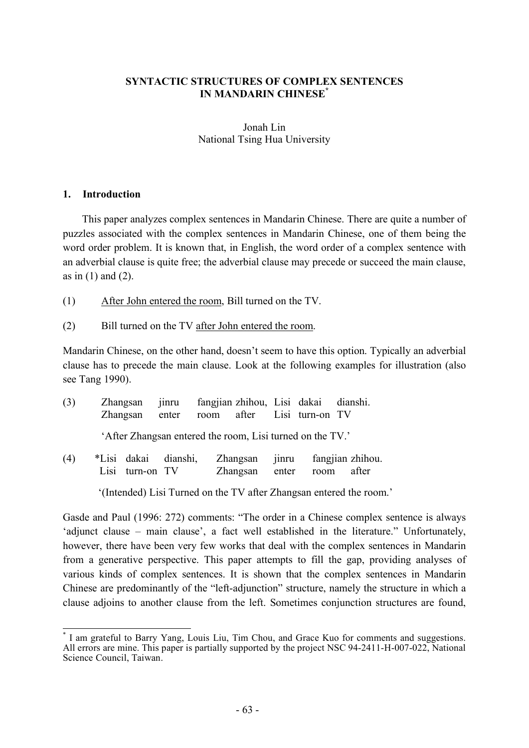# SYNTACTIC STRUCTURES OF COMPLEX SENTENCES IN MANDARIN CHINESE[*]

Jonah Lin
National Tsing Hua University

## 1. Introduction

This paper analyzes complex sentences in Mandarin Chinese. There are quite a number of puzzles associated with the complex sentences in Mandarin Chinese, one of them being the word order problem. It is known that, in English, the word order of a complex sentence with an adverbial clause is quite free; the adverbial clause may precede or succeed the main clause, as in (1) and (2).

(1) <u>After John entered the room</u>, Bill turned on the TV.

(2) Bill turned on the TV <u>after John entered the room</u>.

Mandarin Chinese, on the other hand, doesn't seem to have this option. Typically an adverbial clause has to precede the main clause. Look at the following examples for illustration (also see Tang 1990).

(3) Zhangsan jinru fangjian zhihou, Lisi dakai dianshi.
    Zhangsan enter room after Lisi turn-on TV

    'After Zhangsan entered the room, Lisi turned on the TV.'

(4) *Lisi dakai dianshi, Zhangsan jinru fangjian zhihou.
    Lisi turn-on TV Zhangsan enter room after

    '(Intended) Lisi Turned on the TV after Zhangsan entered the room.'

Gasde and Paul (1996: 272) comments: "The order in a Chinese complex sentence is always 'adjunct clause – main clause', a fact well established in the literature." Unfortunately, however, there have been very few works that deal with the complex sentences in Mandarin from a generative perspective. This paper attempts to fill the gap, providing analyses of various kinds of complex sentences. It is shown that the complex sentences in Mandarin Chinese are predominantly of the "left-adjunction" structure, namely the structure in which a clause adjoins to another clause from the left. Sometimes conjunction structures are found,

[*] I am grateful to Barry Yang, Louis Liu, Tim Chou, and Grace Kuo for comments and suggestions. All errors are mine. This paper is partially supported by the project NSC 94-2411-H-007-022, National Science Council, Taiwan.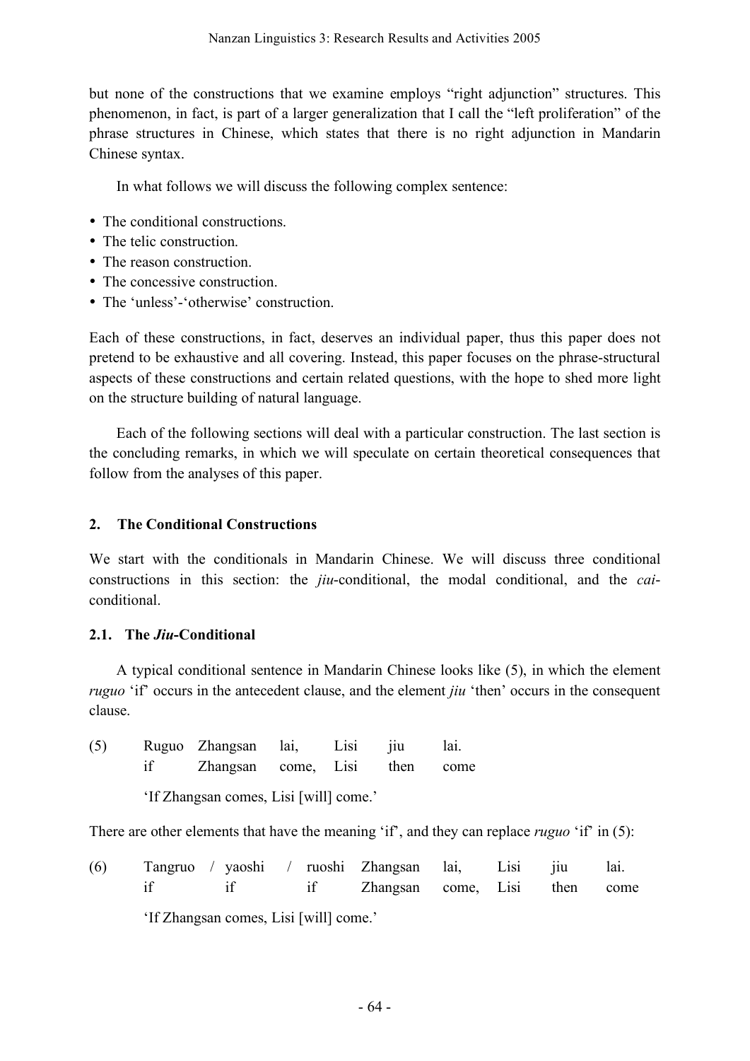but none of the constructions that we examine employs "right adjunction" structures. This phenomenon, in fact, is part of a larger generalization that I call the "left proliferation" of the phrase structures in Chinese, which states that there is no right adjunction in Mandarin Chinese syntax.

In what follows we will discuss the following complex sentence:

- The conditional constructions.
- The telic construction.
- The reason construction.
- The concessive construction.
- The 'unless'-'otherwise' construction.

Each of these constructions, in fact, deserves an individual paper, thus this paper does not pretend to be exhaustive and all covering. Instead, this paper focuses on the phrase-structural aspects of these constructions and certain related questions, with the hope to shed more light on the structure building of natural language.

Each of the following sections will deal with a particular construction. The last section is the concluding remarks, in which we will speculate on certain theoretical consequences that follow from the analyses of this paper.

## 2. The Conditional Constructions

We start with the conditionals in Mandarin Chinese. We will discuss three conditional constructions in this section: the *jiu*-conditional, the modal conditional, and the *cai*-conditional.

### 2.1. The *Jiu*-Conditional

A typical conditional sentence in Mandarin Chinese looks like (5), in which the element *ruguo* 'if' occurs in the antecedent clause, and the element *jiu* 'then' occurs in the consequent clause.

(5) Ruguo Zhangsan lai, Lisi jiu lai.
if Zhangsan come, Lisi then come
'If Zhangsan comes, Lisi [will] come.'

There are other elements that have the meaning 'if', and they can replace *ruguo* 'if' in (5):

(6) Tangruo / yaoshi / ruoshi Zhangsan lai, Lisi jiu lai.
if if if Zhangsan come, Lisi then come
'If Zhangsan comes, Lisi [will] come.'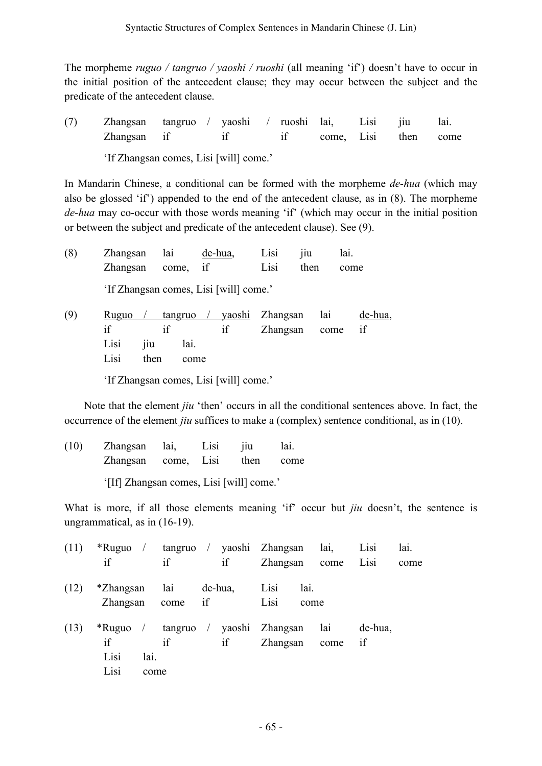The morpheme *ruguo / tangruo / yaoshi / ruoshi* (all meaning 'if') doesn't have to occur in the initial position of the antecedent clause; they may occur between the subject and the predicate of the antecedent clause.

(7) Zhangsan tangruo / yaoshi / ruoshi lai, Lisi jiu lai.
    Zhangsan if if if come, Lisi then come

    'If Zhangsan comes, Lisi [will] come.'

In Mandarin Chinese, a conditional can be formed with the morpheme *de-hua* (which may also be glossed 'if') appended to the end of the antecedent clause, as in (8). The morpheme *de-hua* may co-occur with those words meaning 'if' (which may occur in the initial position or between the subject and predicate of the antecedent clause). See (9).

(8) Zhangsan lai <u>de-hua</u>, Lisi jiu lai.
    Zhangsan come, if Lisi then come

    'If Zhangsan comes, Lisi [will] come.'

(9) <u>Ruguo / tangruo / yaoshi</u> Zhangsan lai <u>de-hua</u>,
    if if if Zhangsan come if
    Lisi jiu lai.
    Lisi then come

    'If Zhangsan comes, Lisi [will] come.'

Note that the element *jiu* 'then' occurs in all the conditional sentences above. In fact, the occurrence of the element *jiu* suffices to make a (complex) sentence conditional, as in (10).

(10) Zhangsan lai, Lisi jiu lai.
     Zhangsan come, Lisi then come

     '[If] Zhangsan comes, Lisi [will] come.'

What is more, if all those elements meaning 'if' occur but *jiu* doesn't, the sentence is ungrammatical, as in (16-19).

(11) *Ruguo / tangruo / yaoshi Zhangsan lai, Lisi lai.
     if if if Zhangsan come Lisi come

(12) *Zhangsan lai de-hua, Lisi lai.
     Zhangsan come if Lisi come

(13) *Ruguo / tangruo / yaoshi Zhangsan lai de-hua,
     if if if Zhangsan come if
     Lisi lai.
     Lisi come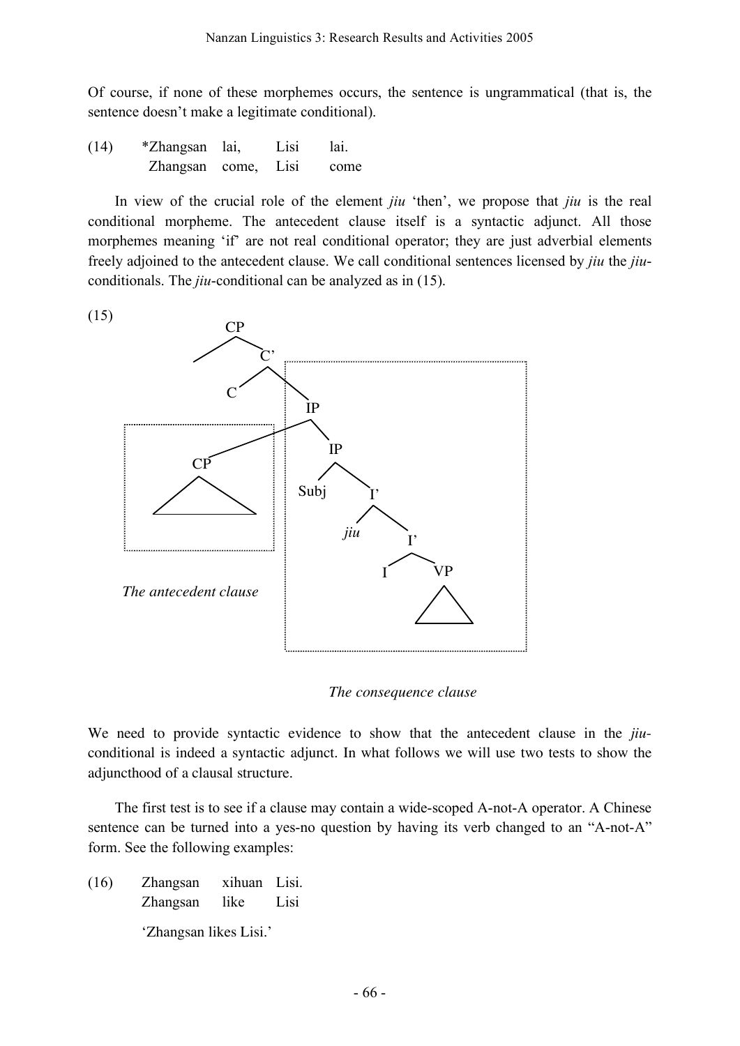Of course, if none of these morphemes occurs, the sentence is ungrammatical (that is, the sentence doesn't make a legitimate conditional).

(14) \*Zhangsan lai, Lisi lai.
 Zhangsan come, Lisi come

In view of the crucial role of the element *jiu* 'then', we propose that *jiu* is the real conditional morpheme. The antecedent clause itself is a syntactic adjunct. All those morphemes meaning 'if' are not real conditional operator; they are just adverbial elements freely adjoined to the antecedent clause. We call conditional sentences licensed by *jiu* the *jiu*-conditionals. The *jiu*-conditional can be analyzed as in (15).

(15)

```
CP
├── (spec)
└── C'
    ├── C
    └── IP
        ├── CP  [The antecedent clause]
        │   └── △
        └── IP  [The consequence clause]
            ├── Subj
            └── I'
                ├── jiu
                └── I'
                    ├── I
                    └── VP
                        └── △
```

*The antecedent clause*

*The consequence clause*

We need to provide syntactic evidence to show that the antecedent clause in the *jiu*-conditional is indeed a syntactic adjunct. In what follows we will use two tests to show the adjuncthood of a clausal structure.

The first test is to see if a clause may contain a wide-scoped A-not-A operator. A Chinese sentence can be turned into a yes-no question by having its verb changed to an "A-not-A" form. See the following examples:

(16) Zhangsan xihuan Lisi.
 Zhangsan like Lisi

 'Zhangsan likes Lisi.'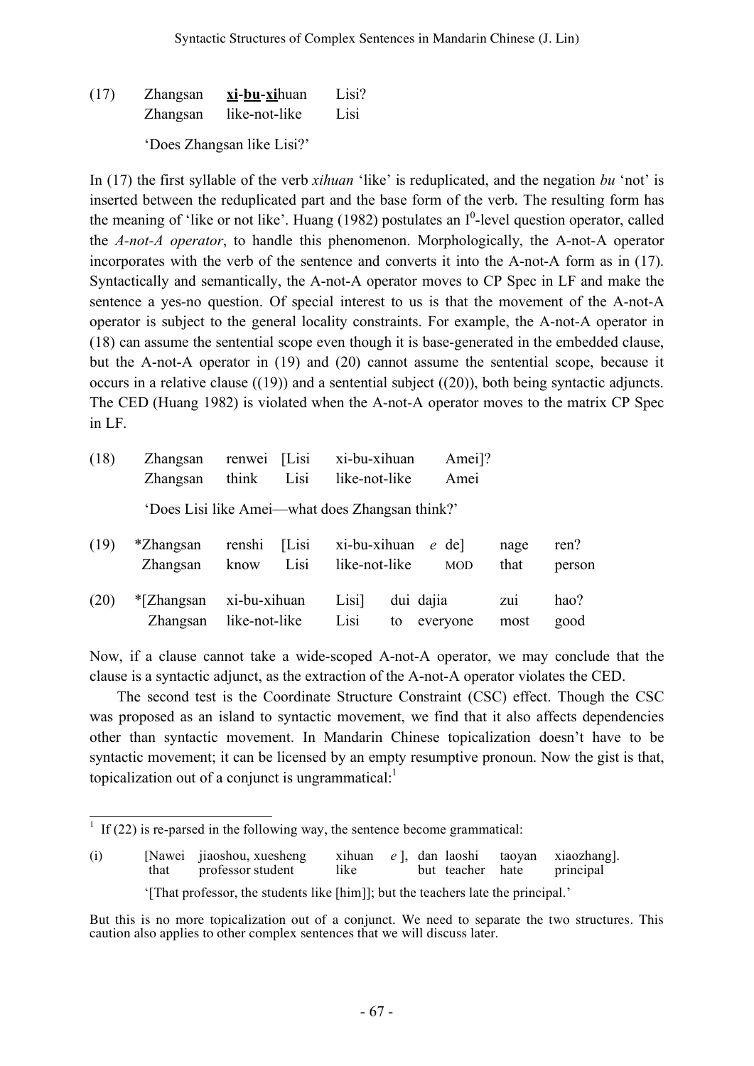(17) Zhangsan **<u>xi</u>**-**<u>bu</u>**-**<u>xi</u>**huan Lisi?
     Zhangsan like-not-like Lisi

'Does Zhangsan like Lisi?'

In (17) the first syllable of the verb *xihuan* 'like' is reduplicated, and the negation *bu* 'not' is inserted between the reduplicated part and the base form of the verb. The resulting form has the meaning of 'like or not like'. Huang (1982) postulates an $I^0$-level question operator, called the *A-not-A operator*, to handle this phenomenon. Morphologically, the A-not-A operator incorporates with the verb of the sentence and converts it into the A-not-A form as in (17). Syntactically and semantically, the A-not-A operator moves to CP Spec in LF and make the sentence a yes-no question. Of special interest to us is that the movement of the A-not-A operator is subject to the general locality constraints. For example, the A-not-A operator in (18) can assume the sentential scope even though it is base-generated in the embedded clause, but the A-not-A operator in (19) and (20) cannot assume the sentential scope, because it occurs in a relative clause ((19)) and a sentential subject ((20)), both being syntactic adjuncts. The CED (Huang 1982) is violated when the A-not-A operator moves to the matrix CP Spec in LF.

(18) Zhangsan renwei [Lisi xi-bu-xihuan Amei]?
     Zhangsan think Lisi like-not-like Amei

'Does Lisi like Amei—what does Zhangsan think?'

(19) *Zhangsan renshi [Lisi xi-bu-xihuan *e* de] nage ren?
     Zhangsan know Lisi like-not-like MOD that person

(20) *[Zhangsan xi-bu-xihuan Lisi] dui dajia zui hao?
     Zhangsan like-not-like Lisi to everyone most good

Now, if a clause cannot take a wide-scoped A-not-A operator, we may conclude that the clause is a syntactic adjunct, as the extraction of the A-not-A operator violates the CED.

The second test is the Coordinate Structure Constraint (CSC) effect. Though the CSC was proposed as an island to syntactic movement, we find that it also affects dependencies other than syntactic movement. In Mandarin Chinese topicalization doesn't have to be syntactic movement; it can be licensed by an empty resumptive pronoun. Now the gist is that, topicalization out of a conjunct is ungrammatical:[1]

---

[1] If (22) is re-parsed in the following way, the sentence become grammatical:

(i) [Nawei jiaoshou, xuesheng xihuan *e* ], dan laoshi taoyan xiaozhang].
    that professor student like but teacher hate principal

'[That professor, the students like [him]]; but the teachers late the principal.'

But this is no more topicalization out of a conjunct. We need to separate the two structures. This caution also applies to other complex sentences that we will discuss later.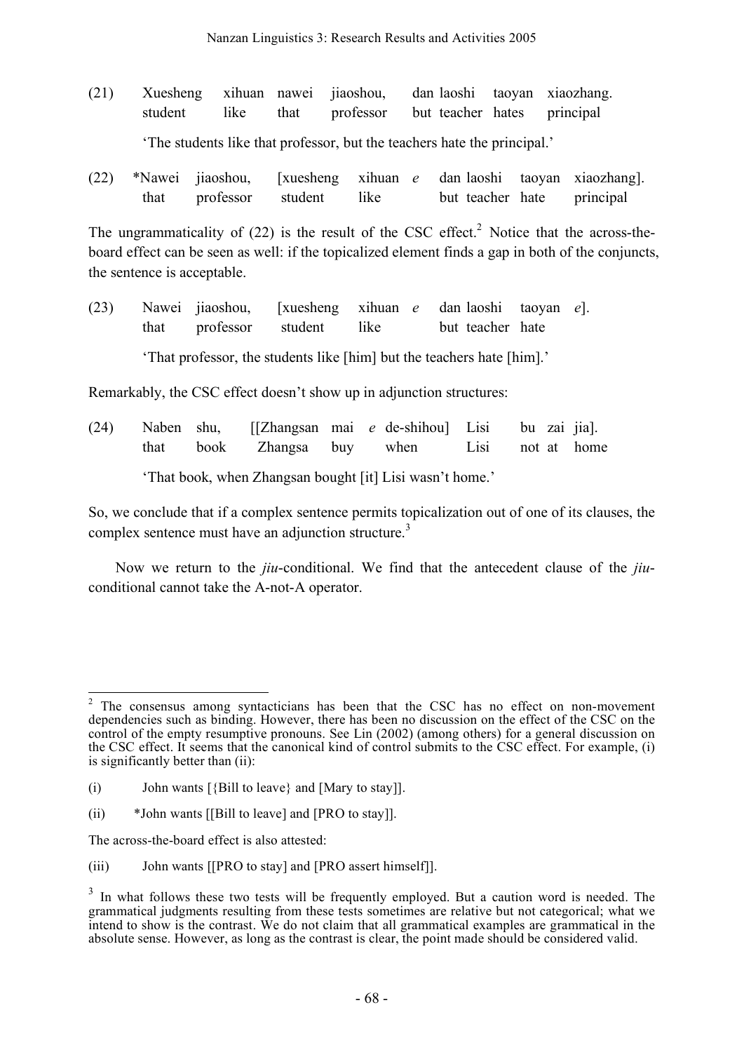(21) Xuesheng xihuan nawei jiaoshou, dan laoshi taoyan xiaozhang.
student like that professor but teacher hates principal

'The students like that professor, but the teachers hate the principal.'

(22) *Nawei jiaoshou, [xuesheng xihuan *e* dan laoshi taoyan xiaozhang].
that professor student like but teacher hate principal

The ungrammaticality of (22) is the result of the CSC effect.[2] Notice that the across-the-board effect can be seen as well: if the topicalized element finds a gap in both of the conjuncts, the sentence is acceptable.

(23) Nawei jiaoshou, [xuesheng xihuan *e* dan laoshi taoyan *e*].
that professor student like but teacher hate

'That professor, the students like [him] but the teachers hate [him].'

Remarkably, the CSC effect doesn't show up in adjunction structures:

(24) Naben shu, [[Zhangsan mai *e* de-shihou] Lisi bu zai jia].
that book Zhangsa buy when Lisi not at home

'That book, when Zhangsan bought [it] Lisi wasn't home.'

So, we conclude that if a complex sentence permits topicalization out of one of its clauses, the complex sentence must have an adjunction structure.[3]

Now we return to the *jiu*-conditional. We find that the antecedent clause of the *jiu*-conditional cannot take the A-not-A operator.

---

[2] The consensus among syntacticians has been that the CSC has no effect on non-movement dependencies such as binding. However, there has been no discussion on the effect of the CSC on the control of the empty resumptive pronouns. See Lin (2002) (among others) for a general discussion on the CSC effect. It seems that the canonical kind of control submits to the CSC effect. For example, (i) is significantly better than (ii):

(i) John wants [{Bill to leave} and [Mary to stay]].

(ii) *John wants [[Bill to leave] and [PRO to stay]].

The across-the-board effect is also attested:

(iii) John wants [[PRO to stay] and [PRO assert himself]].

[3] In what follows these two tests will be frequently employed. But a caution word is needed. The grammatical judgments resulting from these tests sometimes are relative but not categorical; what we intend to show is the contrast. We do not claim that all grammatical examples are grammatical in the absolute sense. However, as long as the contrast is clear, the point made should be considered valid.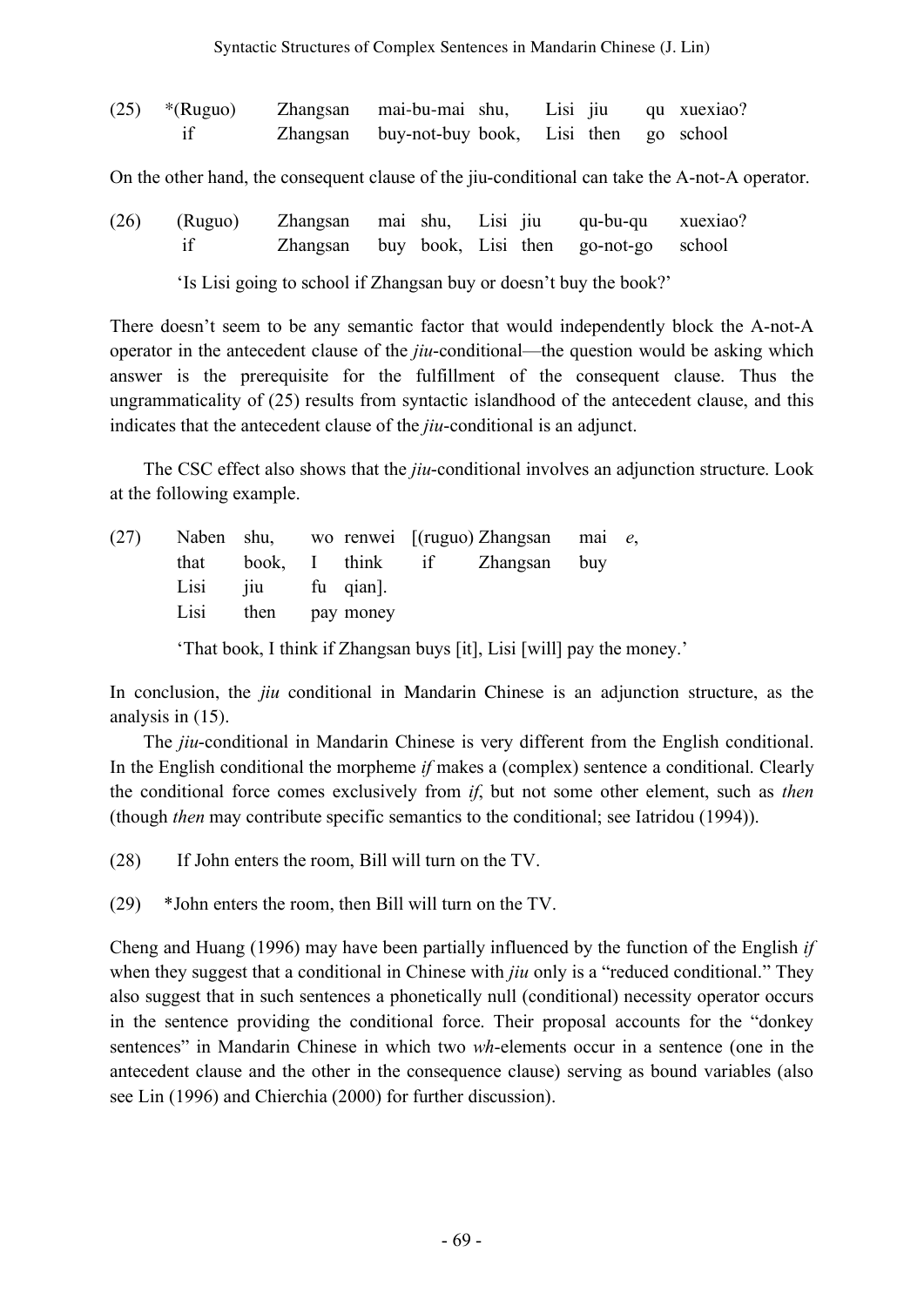(25) *(Ruguo) Zhangsan mai-bu-mai shu, Lisi jiu qu xuexiao?
     if Zhangsan buy-not-buy book, Lisi then go school

On the other hand, the consequent clause of the jiu-conditional can take the A-not-A operator.

(26) (Ruguo) Zhangsan mai shu, Lisi jiu qu-bu-qu xuexiao?
     if Zhangsan buy book, Lisi then go-not-go school

     'Is Lisi going to school if Zhangsan buy or doesn't buy the book?'

There doesn't seem to be any semantic factor that would independently block the A-not-A operator in the antecedent clause of the *jiu*-conditional—the question would be asking which answer is the prerequisite for the fulfillment of the consequent clause. Thus the ungrammaticality of (25) results from syntactic islandhood of the antecedent clause, and this indicates that the antecedent clause of the *jiu*-conditional is an adjunct.

The CSC effect also shows that the *jiu*-conditional involves an adjunction structure. Look at the following example.

(27) Naben shu, wo renwei [(ruguo) Zhangsan mai *e*,
     that book, I think if Zhangsan buy
     Lisi jiu fu qian].
     Lisi then pay money

     'That book, I think if Zhangsan buys [it], Lisi [will] pay the money.'

In conclusion, the *jiu* conditional in Mandarin Chinese is an adjunction structure, as the analysis in (15).

The *jiu*-conditional in Mandarin Chinese is very different from the English conditional. In the English conditional the morpheme *if* makes a (complex) sentence a conditional. Clearly the conditional force comes exclusively from *if*, but not some other element, such as *then* (though *then* may contribute specific semantics to the conditional; see Iatridou (1994)).

(28) If John enters the room, Bill will turn on the TV.

(29) *John enters the room, then Bill will turn on the TV.

Cheng and Huang (1996) may have been partially influenced by the function of the English *if* when they suggest that a conditional in Chinese with *jiu* only is a "reduced conditional." They also suggest that in such sentences a phonetically null (conditional) necessity operator occurs in the sentence providing the conditional force. Their proposal accounts for the "donkey sentences" in Mandarin Chinese in which two *wh*-elements occur in a sentence (one in the antecedent clause and the other in the consequence clause) serving as bound variables (also see Lin (1996) and Chierchia (2000) for further discussion).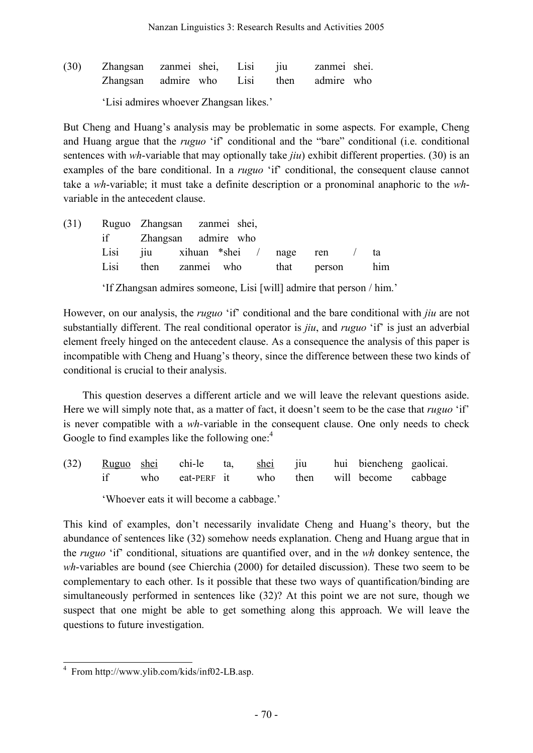(30) Zhangsan zanmei shei, Lisi jiu zanmei shei.
     Zhangsan admire who Lisi then admire who

     'Lisi admires whoever Zhangsan likes.'

But Cheng and Huang's analysis may be problematic in some aspects. For example, Cheng and Huang argue that the *ruguo* 'if' conditional and the "bare" conditional (i.e. conditional sentences with *wh*-variable that may optionally take *jiu*) exhibit different properties. (30) is an examples of the bare conditional. In a *ruguo* 'if' conditional, the consequent clause cannot take a *wh*-variable; it must take a definite description or a pronominal anaphoric to the *wh*-variable in the antecedent clause.

(31) Ruguo Zhangsan zanmei shei,
     if Zhangsan admire who
     Lisi jiu xihuan *shei / nage ren / ta
     Lisi then zanmei who that person him

     'If Zhangsan admires someone, Lisi [will] admire that person / him.'

However, on our analysis, the *ruguo* 'if' conditional and the bare conditional with *jiu* are not substantially different. The real conditional operator is *jiu*, and *ruguo* 'if' is just an adverbial element freely hinged on the antecedent clause. As a consequence the analysis of this paper is incompatible with Cheng and Huang's theory, since the difference between these two kinds of conditional is crucial to their analysis.

This question deserves a different article and we will leave the relevant questions aside. Here we will simply note that, as a matter of fact, it doesn't seem to be the case that *ruguo* 'if' is never compatible with a *wh*-variable in the consequent clause. One only needs to check Google to find examples like the following one:[4]

(32) <u>Ruguo</u> <u>shei</u> chi-le ta, <u>shei</u> jiu hui biencheng gaolicai.
     if who eat-PERF it who then will become cabbage

     'Whoever eats it will become a cabbage.'

This kind of examples, don't necessarily invalidate Cheng and Huang's theory, but the abundance of sentences like (32) somehow needs explanation. Cheng and Huang argue that in the *ruguo* 'if' conditional, situations are quantified over, and in the *wh* donkey sentence, the *wh*-variables are bound (see Chierchia (2000) for detailed discussion). These two seem to be complementary to each other. Is it possible that these two ways of quantification/binding are simultaneously performed in sentences like (32)? At this point we are not sure, though we suspect that one might be able to get something along this approach. We will leave the questions to future investigation.

---

[4] From http://www.ylib.com/kids/inf02-LB.asp.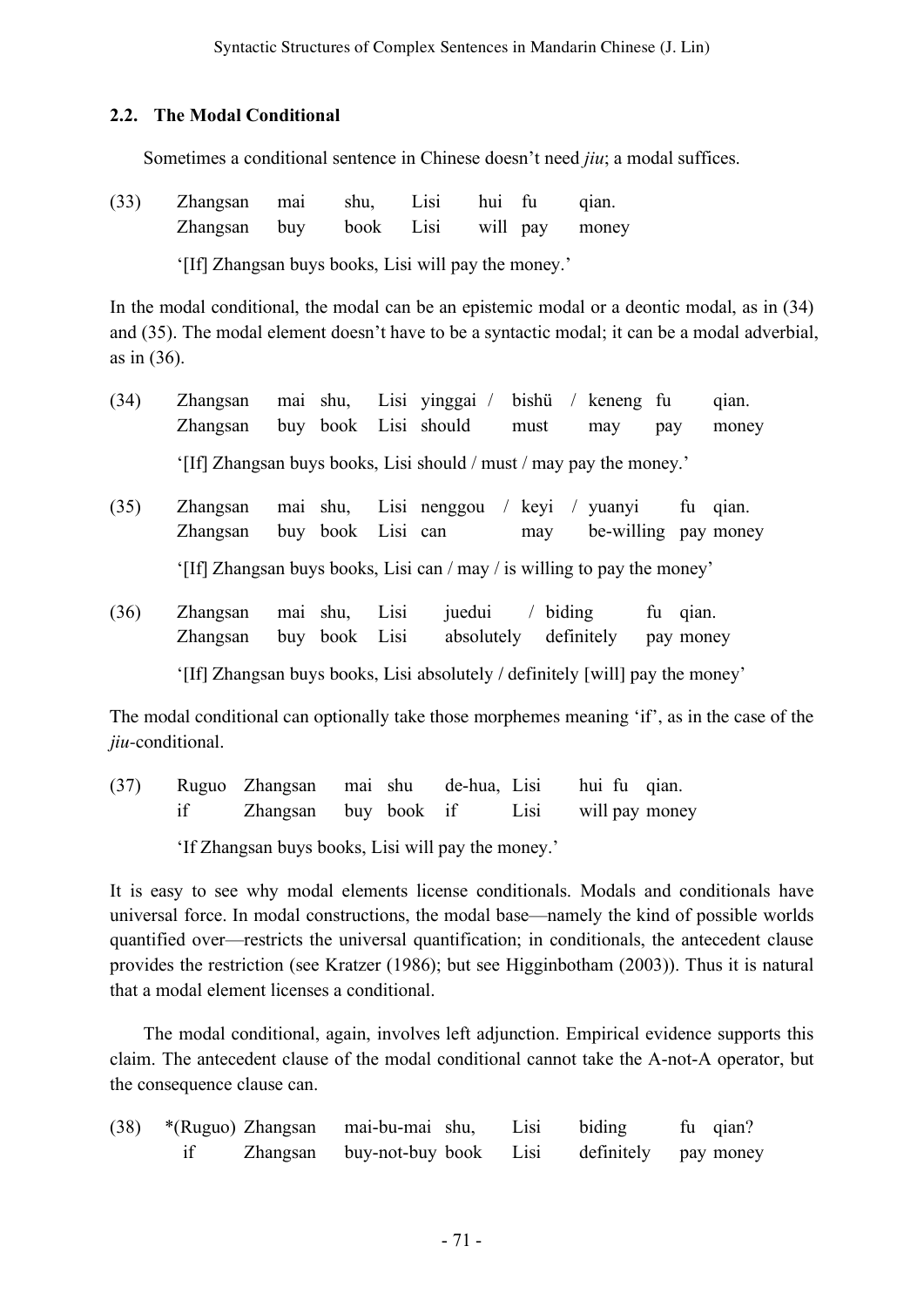## 2.2. The Modal Conditional

Sometimes a conditional sentence in Chinese doesn't need *jiu*; a modal suffices.

(33) Zhangsan mai shu, Lisi hui fu qian.
Zhangsan buy book Lisi will pay money

'[If] Zhangsan buys books, Lisi will pay the money.'

In the modal conditional, the modal can be an epistemic modal or a deontic modal, as in (34) and (35). The modal element doesn't have to be a syntactic modal; it can be a modal adverbial, as in (36).

(34) Zhangsan mai shu, Lisi yinggai / bishü / keneng fu qian.
Zhangsan buy book Lisi should must may pay money

'[If] Zhangsan buys books, Lisi should / must / may pay the money.'

(35) Zhangsan mai shu, Lisi nenggou / keyi / yuanyi fu qian.
Zhangsan buy book Lisi can may be-willing pay money

'[If] Zhangsan buys books, Lisi can / may / is willing to pay the money'

(36) Zhangsan mai shu, Lisi juedui / biding fu qian.
Zhangsan buy book Lisi absolutely definitely pay money

'[If] Zhangsan buys books, Lisi absolutely / definitely [will] pay the money'

The modal conditional can optionally take those morphemes meaning 'if', as in the case of the *jiu*-conditional.

(37) Ruguo Zhangsan mai shu de-hua, Lisi hui fu qian.
if Zhangsan buy book if Lisi will pay money

'If Zhangsan buys books, Lisi will pay the money.'

It is easy to see why modal elements license conditionals. Modals and conditionals have universal force. In modal constructions, the modal base—namely the kind of possible worlds quantified over—restricts the universal quantification; in conditionals, the antecedent clause provides the restriction (see Kratzer (1986); but see Higginbotham (2003)). Thus it is natural that a modal element licenses a conditional.

The modal conditional, again, involves left adjunction. Empirical evidence supports this claim. The antecedent clause of the modal conditional cannot take the A-not-A operator, but the consequence clause can.

(38) *(Ruguo) Zhangsan mai-bu-mai shu, Lisi biding fu qian?
if Zhangsan buy-not-buy book Lisi definitely pay money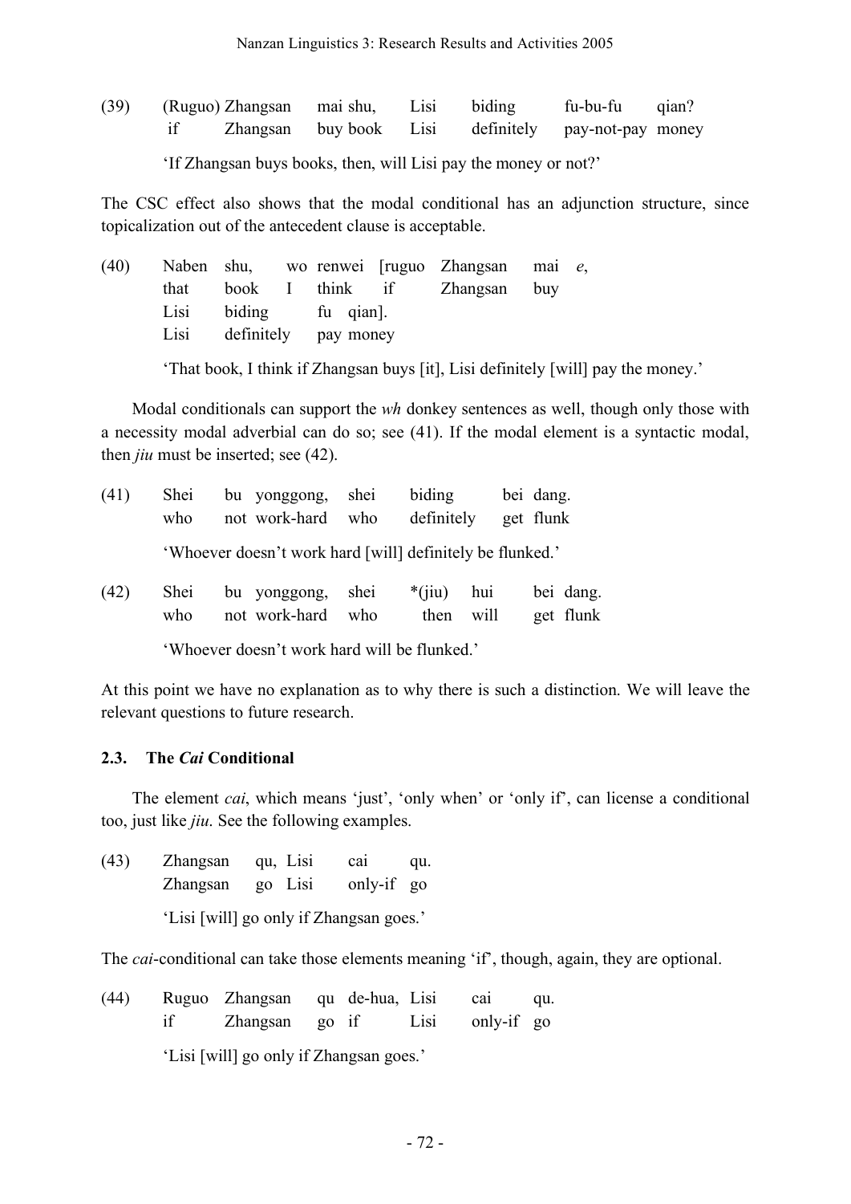(39) (Ruguo) Zhangsan mai shu, Lisi biding fu-bu-fu qian?
 if Zhangsan buy book Lisi definitely pay-not-pay money

 'If Zhangsan buys books, then, will Lisi pay the money or not?'

The CSC effect also shows that the modal conditional has an adjunction structure, since topicalization out of the antecedent clause is acceptable.

(40) Naben shu, wo renwei [ruguo Zhangsan mai *e*,
 that book I think if Zhangsan buy
 Lisi biding fu qian].
 Lisi definitely pay money

 'That book, I think if Zhangsan buys [it], Lisi definitely [will] pay the money.'

Modal conditionals can support the *wh* donkey sentences as well, though only those with a necessity modal adverbial can do so; see (41). If the modal element is a syntactic modal, then *jiu* must be inserted; see (42).

(41) Shei bu yonggong, shei biding bei dang.
 who not work-hard who definitely get flunk

 'Whoever doesn't work hard [will] definitely be flunked.'

(42) Shei bu yonggong, shei *(jiu) hui bei dang.
 who not work-hard who then will get flunk

 'Whoever doesn't work hard will be flunked.'

At this point we have no explanation as to why there is such a distinction. We will leave the relevant questions to future research.

### 2.3. The *Cai* Conditional

The element *cai*, which means 'just', 'only when' or 'only if', can license a conditional too, just like *jiu*. See the following examples.

(43) Zhangsan qu, Lisi cai qu.
 Zhangsan go Lisi only-if go

 'Lisi [will] go only if Zhangsan goes.'

The *cai*-conditional can take those elements meaning 'if', though, again, they are optional.

(44) Ruguo Zhangsan qu de-hua, Lisi cai qu.
 if Zhangsan go if Lisi only-if go

 'Lisi [will] go only if Zhangsan goes.'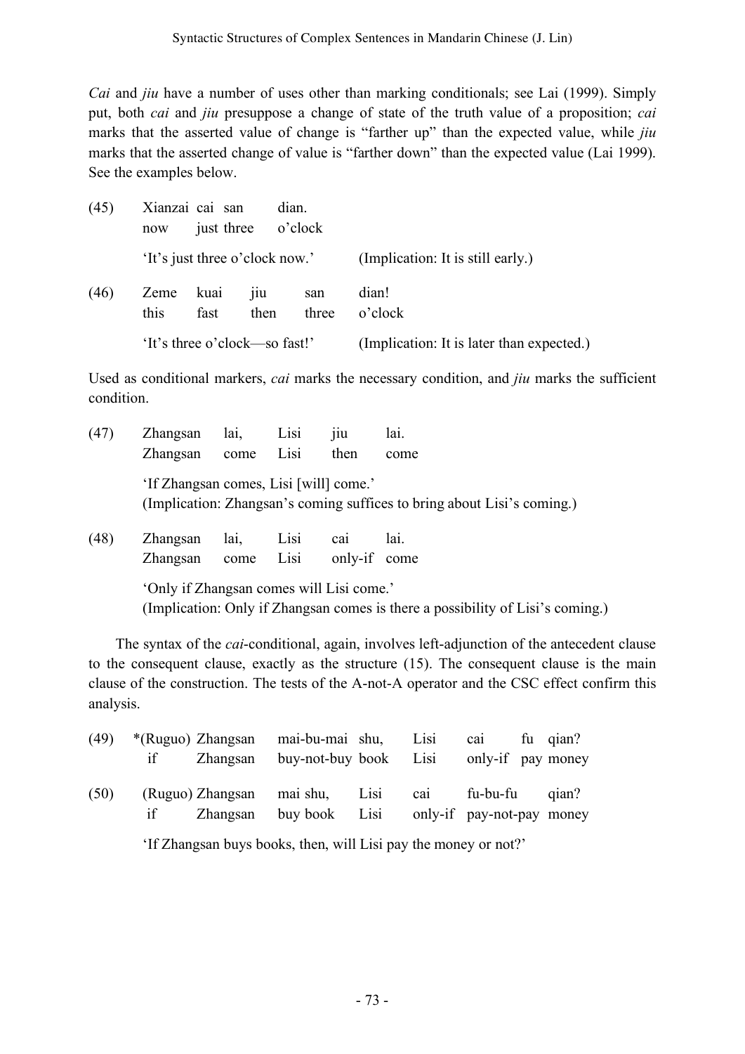*Cai* and *jiu* have a number of uses other than marking conditionals; see Lai (1999). Simply put, both *cai* and *jiu* presuppose a change of state of the truth value of a proposition; *cai* marks that the asserted value of change is "farther up" than the expected value, while *jiu* marks that the asserted change of value is "farther down" than the expected value (Lai 1999). See the examples below.

(45) Xianzai cai san dian.
now just three o'clock
'It's just three o'clock now.' (Implication: It is still early.)

(46) Zeme kuai jiu san dian!
this fast then three o'clock
'It's three o'clock—so fast!' (Implication: It is later than expected.)

Used as conditional markers, *cai* marks the necessary condition, and *jiu* marks the sufficient condition.

(47) Zhangsan lai, Lisi jiu lai.
Zhangsan come Lisi then come
'If Zhangsan comes, Lisi [will] come.'
(Implication: Zhangsan's coming suffices to bring about Lisi's coming.)

(48) Zhangsan lai, Lisi cai lai.
Zhangsan come Lisi only-if come
'Only if Zhangsan comes will Lisi come.'
(Implication: Only if Zhangsan comes is there a possibility of Lisi's coming.)

The syntax of the *cai*-conditional, again, involves left-adjunction of the antecedent clause to the consequent clause, exactly as the structure (15). The consequent clause is the main clause of the construction. The tests of the A-not-A operator and the CSC effect confirm this analysis.

(49) *(Ruguo) Zhangsan mai-bu-mai shu, Lisi cai fu qian?
if Zhangsan buy-not-buy book Lisi only-if pay money

(50) (Ruguo) Zhangsan mai shu, Lisi cai fu-bu-fu qian?
if Zhangsan buy book Lisi only-if pay-not-pay money
'If Zhangsan buys books, then, will Lisi pay the money or not?'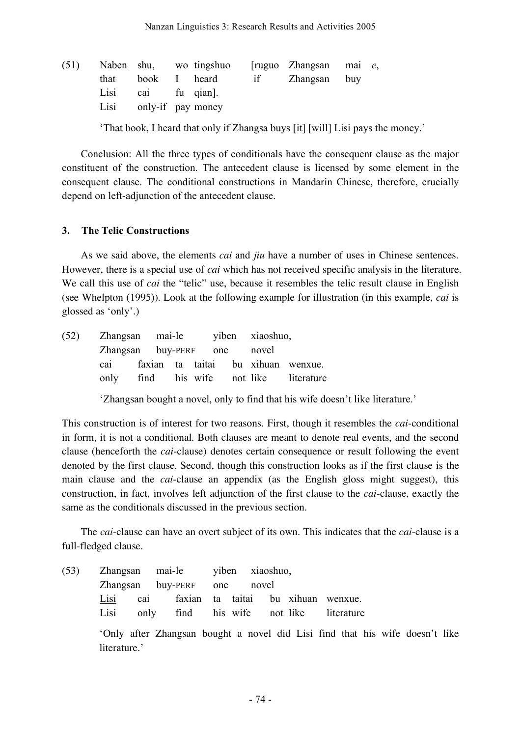(51) Naben shu, wo tingshuo [ruguo Zhangsan mai *e*,
 that book I heard if Zhangsan buy
 Lisi cai fu qian].
 Lisi only-if pay money

 'That book, I heard that only if Zhangsa buys [it] [will] Lisi pays the money.'

Conclusion: All the three types of conditionals have the consequent clause as the major constituent of the construction. The antecedent clause is licensed by some element in the consequent clause. The conditional constructions in Mandarin Chinese, therefore, crucially depend on left-adjunction of the antecedent clause.

## 3. The Telic Constructions

As we said above, the elements *cai* and *jiu* have a number of uses in Chinese sentences. However, there is a special use of *cai* which has not received specific analysis in the literature. We call this use of *cai* the "telic" use, because it resembles the telic result clause in English (see Whelpton (1995)). Look at the following example for illustration (in this example, *cai* is glossed as 'only'.)

(52) Zhangsan mai-le yiben xiaoshuo,
 Zhangsan buy-PERF one novel
 cai faxian ta taitai bu xihuan wenxue.
 only find his wife not like literature

 'Zhangsan bought a novel, only to find that his wife doesn't like literature.'

This construction is of interest for two reasons. First, though it resembles the *cai*-conditional in form, it is not a conditional. Both clauses are meant to denote real events, and the second clause (henceforth the *cai*-clause) denotes certain consequence or result following the event denoted by the first clause. Second, though this construction looks as if the first clause is the main clause and the *cai*-clause an appendix (as the English gloss might suggest), this construction, in fact, involves left adjunction of the first clause to the *cai*-clause, exactly the same as the conditionals discussed in the previous section.

The *cai*-clause can have an overt subject of its own. This indicates that the *cai*-clause is a full-fledged clause.

(53) Zhangsan mai-le yiben xiaoshuo,
 Zhangsan buy-PERF one novel
 <u>Lisi</u> cai faxian ta taitai bu xihuan wenxue.
 Lisi only find his wife not like literature

 'Only after Zhangsan bought a novel did Lisi find that his wife doesn't like literature.'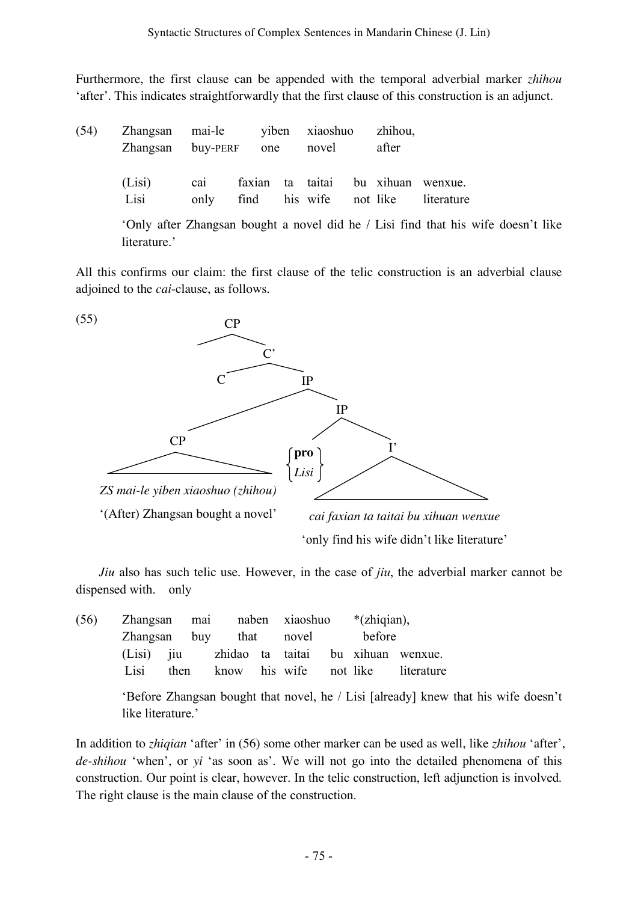Furthermore, the first clause can be appended with the temporal adverbial marker *zhihou* 'after'. This indicates straightforwardly that the first clause of this construction is an adjunct.

(54)

| Zhangsan | mai-le | yiben | xiaoshuo | zhihou, | | |
|---|---|---|---|---|---|---|
| Zhangsan | buy-PERF | one | novel | after | | |
| (Lisi) | cai | faxian | ta | taitai | bu xihuan | wenxue. |
| Lisi | only | find | his | wife | not like | literature |

'Only after Zhangsan bought a novel did he / Lisi find that his wife doesn't like literature.'

All this confirms our claim: the first clause of the telic construction is an adverbial clause adjoined to the *cai*-clause, as follows.

(55)

```
CP
├── (spec)
└── C'
    ├── C
    └── IP
        ├── CP
        │   ZS mai-le yiben xiaoshuo (zhihou)
        │   '(After) Zhangsan bought a novel'
        └── IP
            ├── {pro / Lisi}
            └── I'
                cai faxian ta taitai bu xihuan wenxue
                'only find his wife didn't like literature'
```

*Jiu* also has such telic use. However, in the case of *jiu*, the adverbial marker cannot be dispensed with. only

(56)

| Zhangsan | mai | naben | xiaoshuo | *(zhiqian), | | |
|---|---|---|---|---|---|---|
| Zhangsan | buy | that | novel | before | | |
| (Lisi) | jiu | zhidao | ta | taitai | bu xihuan | wenxue. |
| Lisi | then | know | his | wife | not like | literature |

'Before Zhangsan bought that novel, he / Lisi [already] knew that his wife doesn't like literature.'

In addition to *zhiqian* 'after' in (56) some other marker can be used as well, like *zhihou* 'after', *de-shihou* 'when', or *yi* 'as soon as'. We will not go into the detailed phenomena of this construction. Our point is clear, however. In the telic construction, left adjunction is involved. The right clause is the main clause of the construction.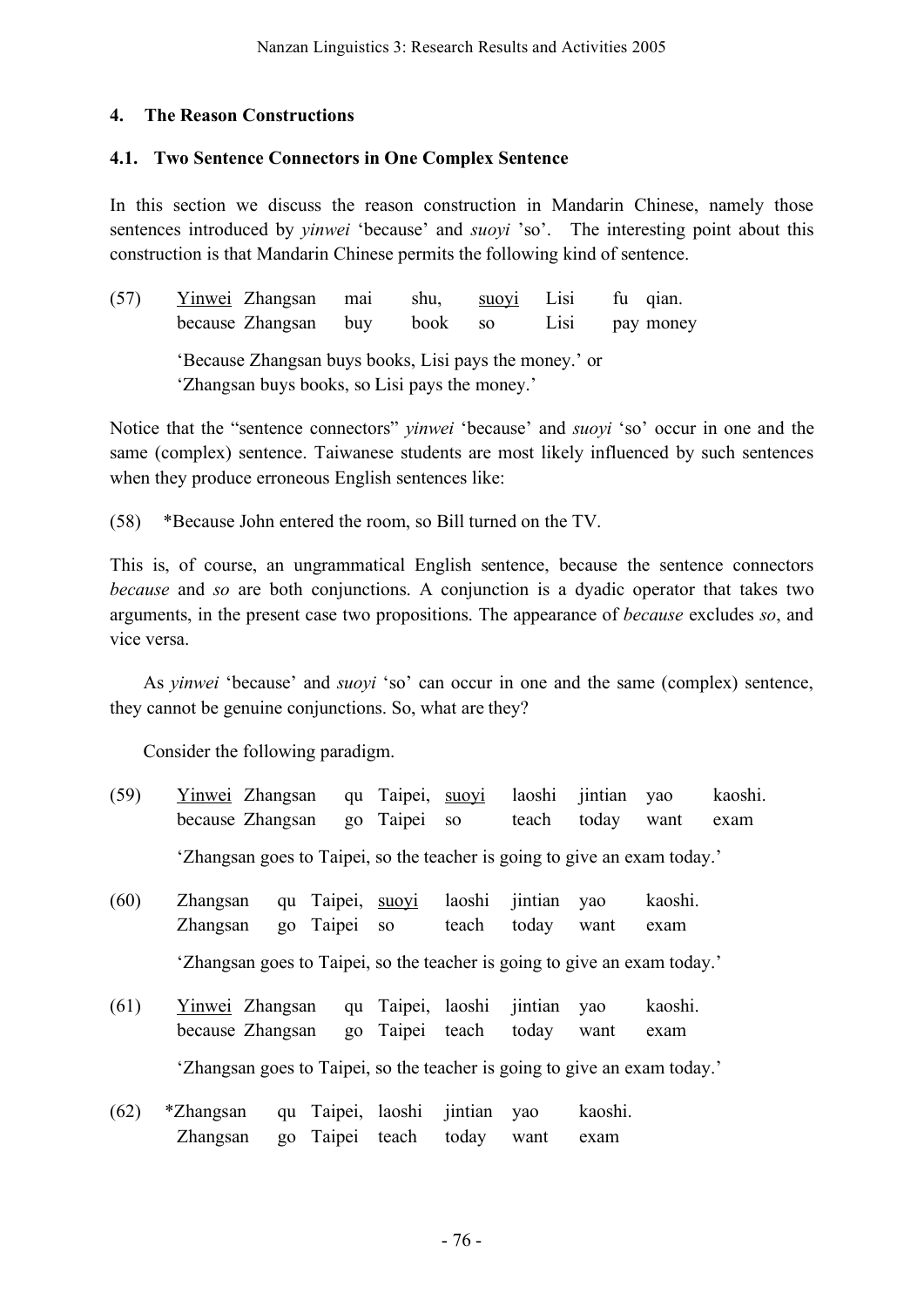## 4. The Reason Constructions

### 4.1. Two Sentence Connectors in One Complex Sentence

In this section we discuss the reason construction in Mandarin Chinese, namely those sentences introduced by *yinwei* 'because' and *suoyi* 'so'. The interesting point about this construction is that Mandarin Chinese permits the following kind of sentence.

(57) <u>Yinwei</u> Zhangsan mai shu, <u>suoyi</u> Lisi fu qian.
because Zhangsan buy book so Lisi pay money

'Because Zhangsan buys books, Lisi pays the money.' or
'Zhangsan buys books, so Lisi pays the money.'

Notice that the "sentence connectors" *yinwei* 'because' and *suoyi* 'so' occur in one and the same (complex) sentence. Taiwanese students are most likely influenced by such sentences when they produce erroneous English sentences like:

(58) *Because John entered the room, so Bill turned on the TV.

This is, of course, an ungrammatical English sentence, because the sentence connectors *because* and *so* are both conjunctions. A conjunction is a dyadic operator that takes two arguments, in the present case two propositions. The appearance of *because* excludes *so*, and vice versa.

As *yinwei* 'because' and *suoyi* 'so' can occur in one and the same (complex) sentence, they cannot be genuine conjunctions. So, what are they?

Consider the following paradigm.

(59) <u>Yinwei</u> Zhangsan qu Taipei, <u>suoyi</u> laoshi jintian yao kaoshi.
because Zhangsan go Taipei so teach today want exam

'Zhangsan goes to Taipei, so the teacher is going to give an exam today.'

(60) Zhangsan qu Taipei, <u>suoyi</u> laoshi jintian yao kaoshi.
Zhangsan go Taipei so teach today want exam

'Zhangsan goes to Taipei, so the teacher is going to give an exam today.'

(61) <u>Yinwei</u> Zhangsan qu Taipei, laoshi jintian yao kaoshi.
because Zhangsan go Taipei teach today want exam

'Zhangsan goes to Taipei, so the teacher is going to give an exam today.'

(62) *Zhangsan qu Taipei, laoshi jintian yao kaoshi.
Zhangsan go Taipei teach today want exam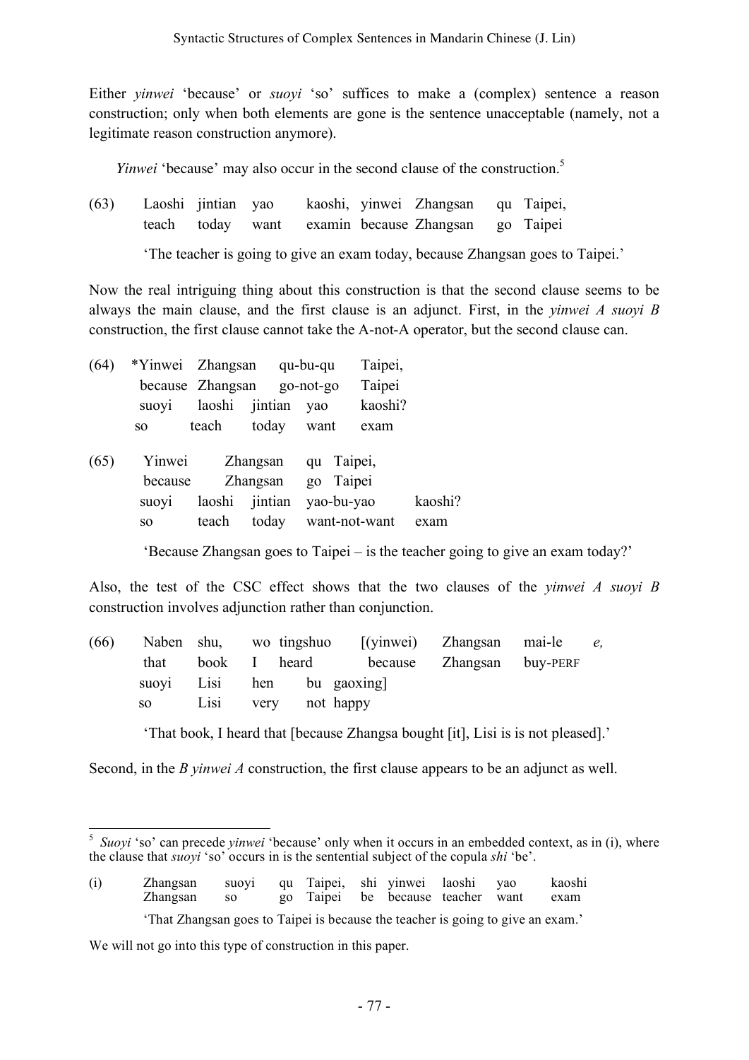Either *yinwei* 'because' or *suoyi* 'so' suffices to make a (complex) sentence a reason construction; only when both elements are gone is the sentence unacceptable (namely, not a legitimate reason construction anymore).

*Yinwei* 'because' may also occur in the second clause of the construction.[5]

(63) Laoshi jintian yao kaoshi, yinwei Zhangsan qu Taipei,
teach today want examin because Zhangsan go Taipei

'The teacher is going to give an exam today, because Zhangsan goes to Taipei.'

Now the real intriguing thing about this construction is that the second clause seems to be always the main clause, and the first clause is an adjunct. First, in the *yinwei A suoyi B* construction, the first clause cannot take the A-not-A operator, but the second clause can.

(64) \*Yinwei Zhangsan qu-bu-qu Taipei,
because Zhangsan go-not-go Taipei
suoyi laoshi jintian yao kaoshi?
so teach today want exam

(65) Yinwei Zhangsan qu Taipei,
because Zhangsan go Taipei
suoyi laoshi jintian yao-bu-yao kaoshi?
so teach today want-not-want exam

'Because Zhangsan goes to Taipei – is the teacher going to give an exam today?'

Also, the test of the CSC effect shows that the two clauses of the *yinwei A suoyi B* construction involves adjunction rather than conjunction.

(66) Naben shu, wo tingshuo [(yinwei) Zhangsan mai-le *e,*
that book I heard because Zhangsan buy-PERF
suoyi Lisi hen bu gaoxing]
so Lisi very not happy

'That book, I heard that [because Zhangsa bought [it], Lisi is is not pleased].'

Second, in the *B yinwei A* construction, the first clause appears to be an adjunct as well.

---

[5] *Suoyi* 'so' can precede *yinwei* 'because' only when it occurs in an embedded context, as in (i), where the clause that *suoyi* 'so' occurs in is the sentential subject of the copula *shi* 'be'.

(i) Zhangsan suoyi qu Taipei, shi yinwei laoshi yao kaoshi
Zhangsan so go Taipei be because teacher want exam

'That Zhangsan goes to Taipei is because the teacher is going to give an exam.'

We will not go into this type of construction in this paper.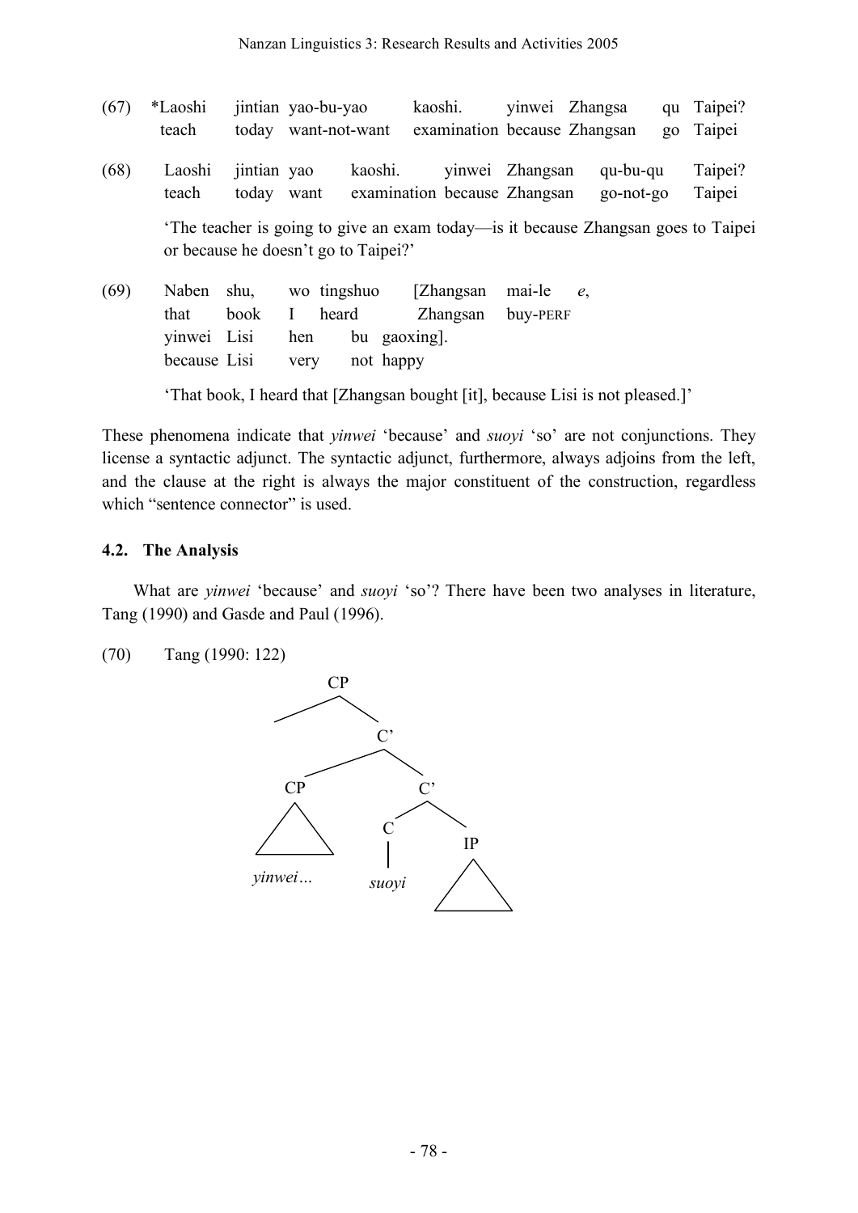(67) *Laoshi jintian yao-bu-yao kaoshi. yinwei Zhangsa qu Taipei?
teach today want-not-want examination because Zhangsan go Taipei

(68) Laoshi jintian yao kaoshi. yinwei Zhangsan qu-bu-qu Taipei?
teach today want examination because Zhangsan go-not-go Taipei

'The teacher is going to give an exam today—is it because Zhangsan goes to Taipei or because he doesn't go to Taipei?'

(69) Naben shu, wo tingshuo [Zhangsan mai-le *e*,
that book I heard Zhangsan buy-PERF
yinwei Lisi hen bu gaoxing].
because Lisi very not happy

'That book, I heard that [Zhangsan bought [it], because Lisi is not pleased.]'

These phenomena indicate that *yinwei* 'because' and *suoyi* 'so' are not conjunctions. They license a syntactic adjunct. The syntactic adjunct, furthermore, always adjoins from the left, and the clause at the right is always the major constituent of the construction, regardless which "sentence connector" is used.

### 4.2. The Analysis

What are *yinwei* 'because' and *suoyi* 'so'? There have been two analyses in literature, Tang (1990) and Gasde and Paul (1996).

(70) Tang (1990: 122)

```
CP
├── (empty)
└── C'
    ├── CP
    │   └── yinwei…
    └── C'
        ├── C
        │   └── suoyi
        └── IP
```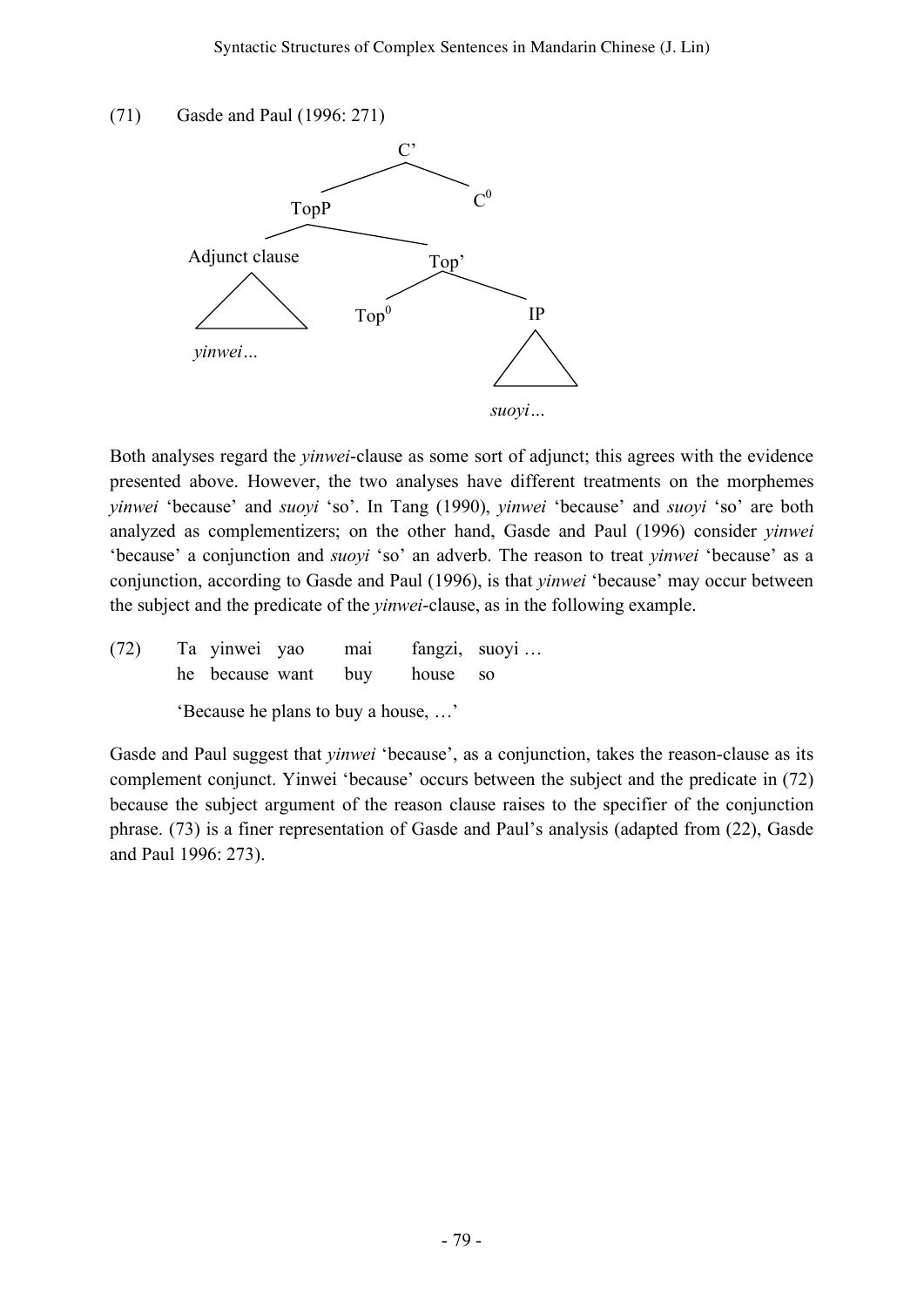(71) Gasde and Paul (1996: 271)

```
                    C'
                 /      \
             TopP        C⁰
            /     \
  Adjunct clause   Top'
       /\         /    \
      /  \     Top⁰     IP
   yinwei…              /\
                       /  \
                      suoyi…
```

Both analyses regard the *yinwei*-clause as some sort of adjunct; this agrees with the evidence presented above. However, the two analyses have different treatments on the morphemes *yinwei* 'because' and *suoyi* 'so'. In Tang (1990), *yinwei* 'because' and *suoyi* 'so' are both analyzed as complementizers; on the other hand, Gasde and Paul (1996) consider *yinwei* 'because' a conjunction and *suoyi* 'so' an adverb. The reason to treat *yinwei* 'because' as a conjunction, according to Gasde and Paul (1996), is that *yinwei* 'because' may occur between the subject and the predicate of the *yinwei*-clause, as in the following example.

(72) Ta yinwei yao mai fangzi, suoyi …
he because want buy house so

'Because he plans to buy a house, …'

Gasde and Paul suggest that *yinwei* 'because', as a conjunction, takes the reason-clause as its complement conjunct. Yinwei 'because' occurs between the subject and the predicate in (72) because the subject argument of the reason clause raises to the specifier of the conjunction phrase. (73) is a finer representation of Gasde and Paul's analysis (adapted from (22), Gasde and Paul 1996: 273).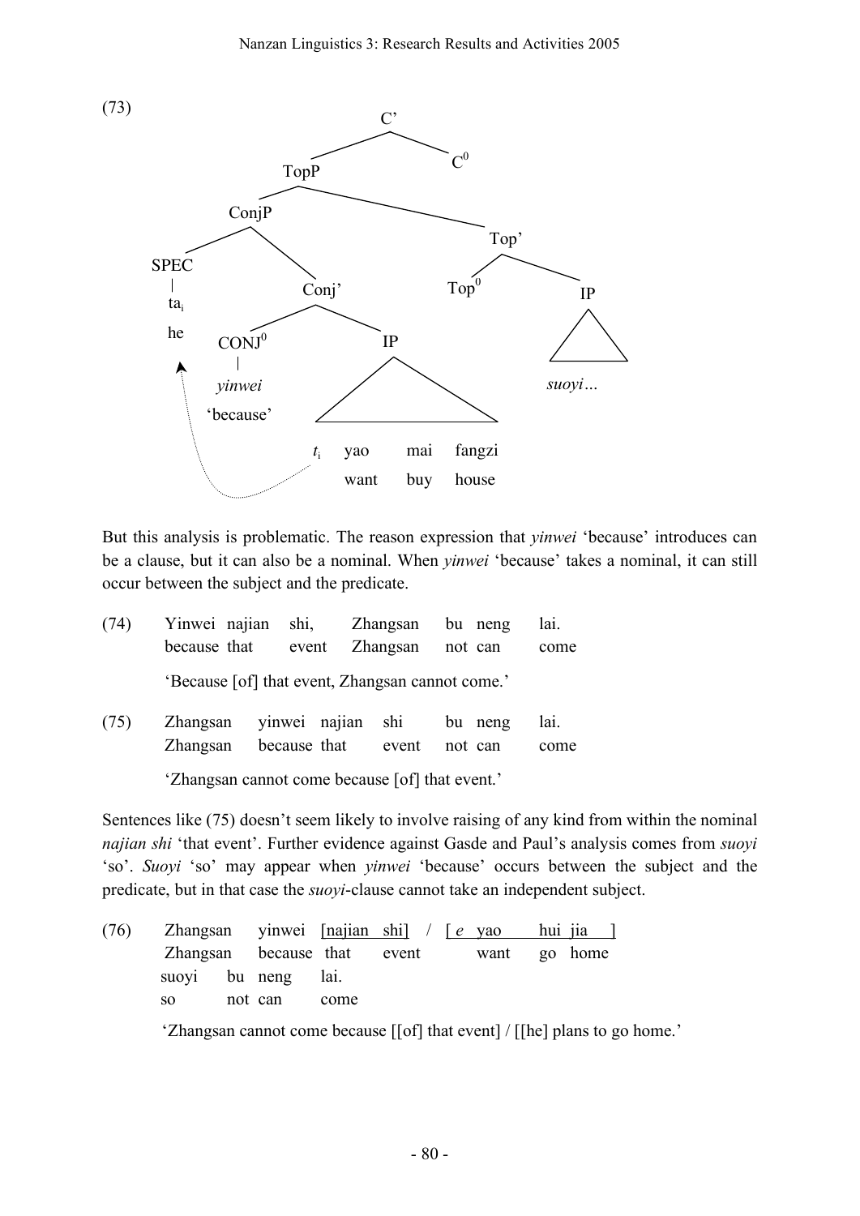(73)

```
                          C'
                        /    \
                    TopP      C0
                   /    \
               ConjP     Top'
              /    \     /   \
          SPEC    Conj' Top0   IP
           |     /    \        /\
          ta_i CONJ0   IP     suoyi…
          he     |     /\
             yinwei   t_i yao  mai  fangzi
            'because'     want buy  house
```

(movement of $t_i$ to SPEC ta$_i$)

But this analysis is problematic. The reason expression that *yinwei* 'because' introduces can be a clause, but it can also be a nominal. When *yinwei* 'because' takes a nominal, it can still occur between the subject and the predicate.

(74) Yinwei najian shi, Zhangsan bu neng lai.
because that event Zhangsan not can come
'Because [of] that event, Zhangsan cannot come.'

(75) Zhangsan yinwei najian shi bu neng lai.
Zhangsan because that event not can come
'Zhangsan cannot come because [of] that event.'

Sentences like (75) doesn't seem likely to involve raising of any kind from within the nominal *najian shi* 'that event'. Further evidence against Gasde and Paul's analysis comes from *suoyi* 'so'. *Suoyi* 'so' may appear when *yinwei* 'because' occurs between the subject and the predicate, but in that case the *suoyi*-clause cannot take an independent subject.

(76) Zhangsan yinwei [najian shi] / [ *e* yao hui jia ]
Zhangsan because that event want go home
suoyi bu neng lai.
so not can come
'Zhangsan cannot come because [[of] that event] / [[he] plans to go home.'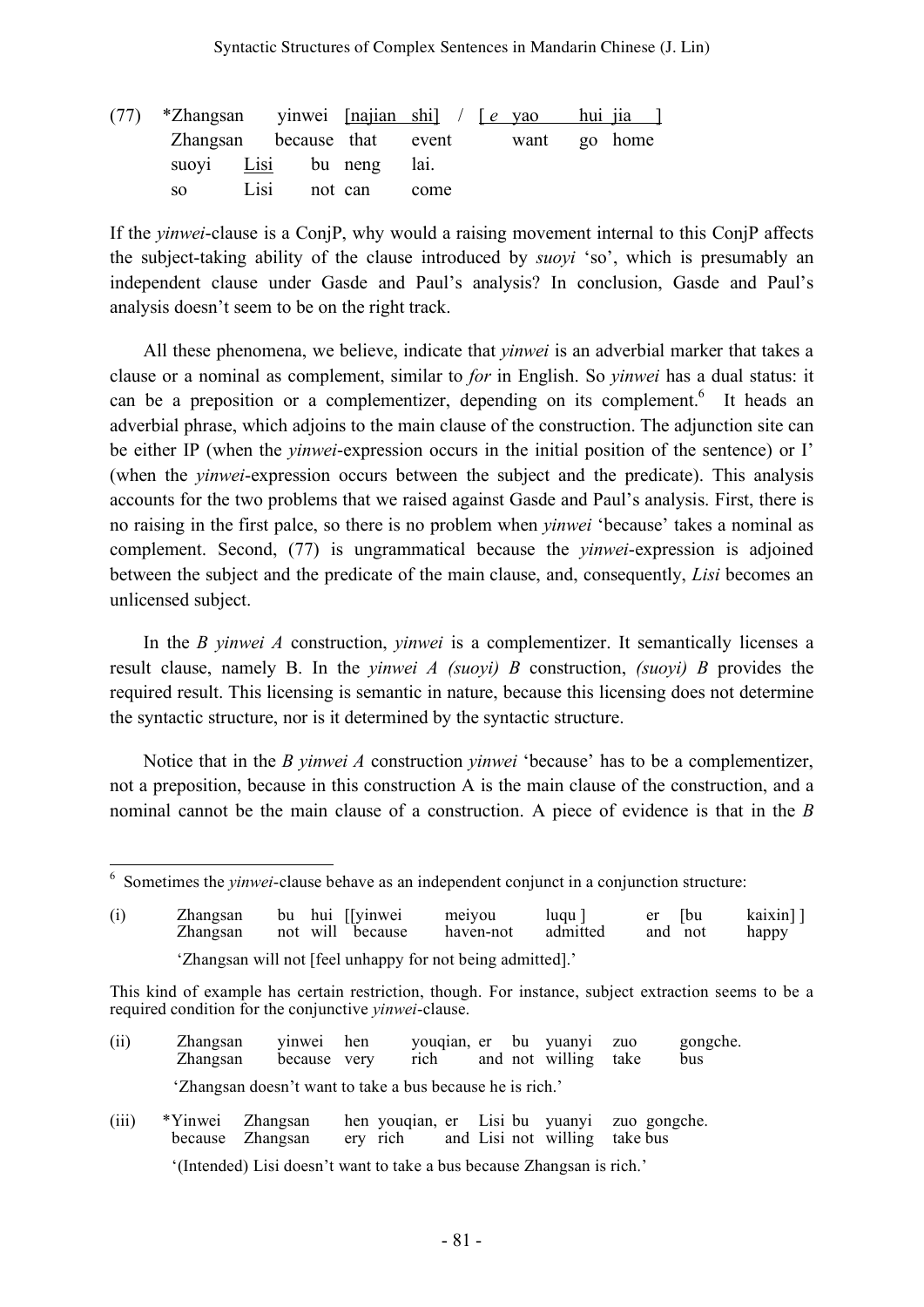(77) \*Zhangsan yinwei [najian shi] / [ *e* yao hui jia ]
     Zhangsan because that event want go home
     suoyi Lisi bu neng lai.
     so Lisi not can come

If the *yinwei*-clause is a ConjP, why would a raising movement internal to this ConjP affects the subject-taking ability of the clause introduced by *suoyi* 'so', which is presumably an independent clause under Gasde and Paul's analysis? In conclusion, Gasde and Paul's analysis doesn't seem to be on the right track.

All these phenomena, we believe, indicate that *yinwei* is an adverbial marker that takes a clause or a nominal as complement, similar to *for* in English. So *yinwei* has a dual status: it can be a preposition or a complementizer, depending on its complement.[6] It heads an adverbial phrase, which adjoins to the main clause of the construction. The adjunction site can be either IP (when the *yinwei*-expression occurs in the initial position of the sentence) or I' (when the *yinwei*-expression occurs between the subject and the predicate). This analysis accounts for the two problems that we raised against Gasde and Paul's analysis. First, there is no raising in the first palce, so there is no problem when *yinwei* 'because' takes a nominal as complement. Second, (77) is ungrammatical because the *yinwei*-expression is adjoined between the subject and the predicate of the main clause, and, consequently, *Lisi* becomes an unlicensed subject.

In the *B yinwei A* construction, *yinwei* is a complementizer. It semantically licenses a result clause, namely B. In the *yinwei A (suoyi) B* construction, *(suoyi) B* provides the required result. This licensing is semantic in nature, because this licensing does not determine the syntactic structure, nor is it determined by the syntactic structure.

Notice that in the *B yinwei A* construction *yinwei* 'because' has to be a complementizer, not a preposition, because in this construction A is the main clause of the construction, and a nominal cannot be the main clause of a construction. A piece of evidence is that in the *B*

---

[6] Sometimes the *yinwei*-clause behave as an independent conjunct in a conjunction structure:

(i) Zhangsan bu hui [[yinwei meiyou luqu ] er [bu kaixin] ]
    Zhangsan not will because haven-not admitted and not happy
    'Zhangsan will not [feel unhappy for not being admitted].'

This kind of example has certain restriction, though. For instance, subject extraction seems to be a required condition for the conjunctive *yinwei*-clause.

(ii) Zhangsan yinwei hen youqian, er bu yuanyi zuo gongche.
     Zhangsan because very rich and not willing take bus
     'Zhangsan doesn't want to take a bus because he is rich.'

(iii) \*Yinwei Zhangsan hen youqian, er Lisi bu yuanyi zuo gongche.
      because Zhangsan ery rich and Lisi not willing take bus
      '(Intended) Lisi doesn't want to take a bus because Zhangsan is rich.'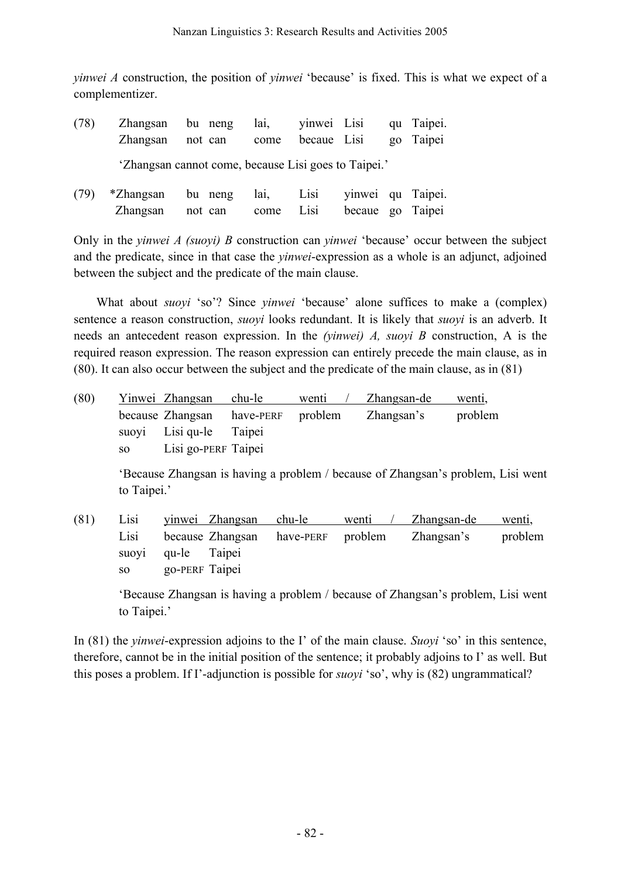*yinwei A* construction, the position of *yinwei* 'because' is fixed. This is what we expect of a complementizer.

(78) Zhangsan bu neng lai, yinwei Lisi qu Taipei.
     Zhangsan not can come becaue Lisi go Taipei

     'Zhangsan cannot come, because Lisi goes to Taipei.'

(79) \*Zhangsan bu neng lai, Lisi yinwei qu Taipei.
     Zhangsan not can come Lisi becaue go Taipei

Only in the *yinwei A (suoyi) B* construction can *yinwei* 'because' occur between the subject and the predicate, since in that case the *yinwei*-expression as a whole is an adjunct, adjoined between the subject and the predicate of the main clause.

What about *suoyi* 'so'? Since *yinwei* 'because' alone suffices to make a (complex) sentence a reason construction, *suoyi* looks redundant. It is likely that *suoyi* is an adverb. It needs an antecedent reason expression. In the *(yinwei) A, suoyi B* construction, A is the required reason expression. The reason expression can entirely precede the main clause, as in (80). It can also occur between the subject and the predicate of the main clause, as in (81)

(80) <u>Yinwei Zhangsan chu-le wenti / Zhangsan-de wenti,</u>
     because Zhangsan have-PERF problem Zhangsan's problem
     suoyi Lisi qu-le Taipei
     so Lisi go-PERF Taipei

     'Because Zhangsan is having a problem / because of Zhangsan's problem, Lisi went to Taipei.'

(81) Lisi <u>yinwei Zhangsan chu-le wenti / Zhangsan-de wenti,</u>
     Lisi because Zhangsan have-PERF problem Zhangsan's problem
     suoyi qu-le Taipei
     so go-PERF Taipei

     'Because Zhangsan is having a problem / because of Zhangsan's problem, Lisi went to Taipei.'

In (81) the *yinwei*-expression adjoins to the I' of the main clause. *Suoyi* 'so' in this sentence, therefore, cannot be in the initial position of the sentence; it probably adjoins to I' as well. But this poses a problem. If I'-adjunction is possible for *suoyi* 'so', why is (82) ungrammatical?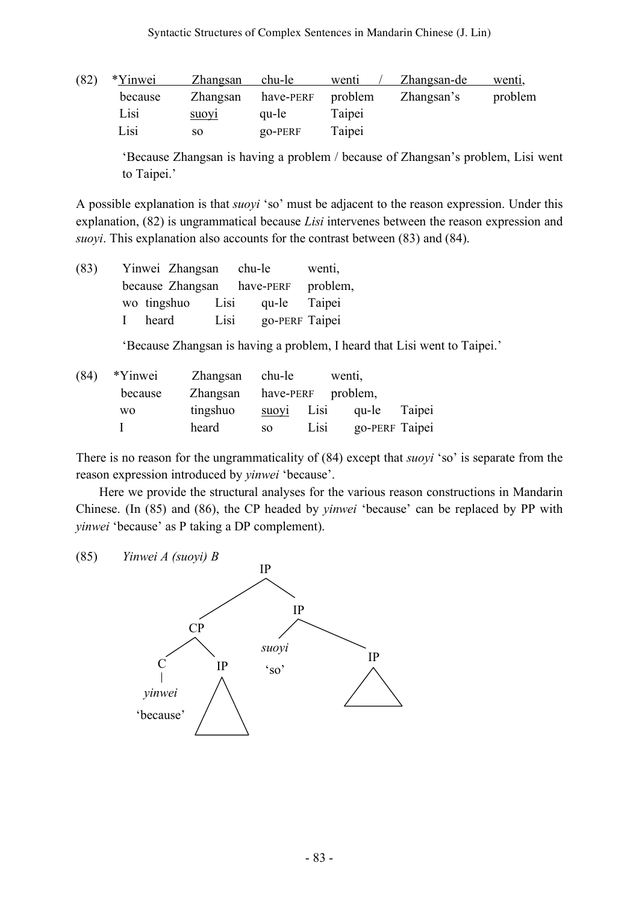(82) *<u>Yinwei Zhangsan chu-le wenti</u> / <u>Zhangsan-de wenti</u>,
because Zhangsan have-PERF problem Zhangsan's problem
Lisi <u>suoyi</u> qu-le Taipei
Lisi so go-PERF Taipei

'Because Zhangsan is having a problem / because of Zhangsan's problem, Lisi went to Taipei.'

A possible explanation is that *suoyi* 'so' must be adjacent to the reason expression. Under this explanation, (82) is ungrammatical because *Lisi* intervenes between the reason expression and *suoyi*. This explanation also accounts for the contrast between (83) and (84).

(83) Yinwei Zhangsan chu-le wenti,
because Zhangsan have-PERF problem,
wo tingshuo Lisi qu-le Taipei
I heard Lisi go-PERF Taipei

'Because Zhangsan is having a problem, I heard that Lisi went to Taipei.'

(84) *Yinwei Zhangsan chu-le wenti,
because Zhangsan have-PERF problem,
wo tingshuo <u>suoyi</u> Lisi qu-le Taipei
I heard so Lisi go-PERF Taipei

There is no reason for the ungrammaticality of (84) except that *suoyi* 'so' is separate from the reason expression introduced by *yinwei* 'because'.

Here we provide the structural analyses for the various reason constructions in Mandarin Chinese. (In (85) and (86), the CP headed by *yinwei* 'because' can be replaced by PP with *yinwei* 'because' as P taking a DP complement).

(85) *Yinwei A (suoyi) B*

```
                IP
              /    \
            CP      IP
           /  \    /   \
          C    IP suoyi  IP
          |        'so'
       yinwei
      'because'
```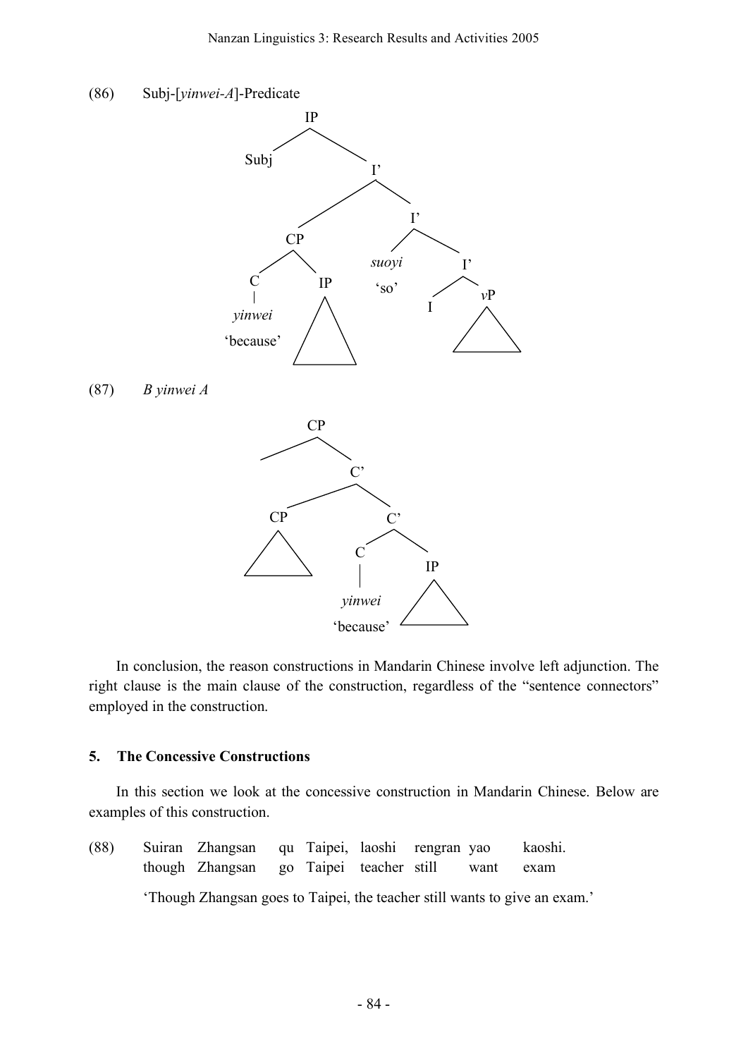(86) Subj-[*yinwei-A*]-Predicate

```
IP
├── Subj
└── I'
    ├── CP
    │   ├── C
    │   │   └── yinwei
    │   │       'because'
    │   └── IP
    │       └── △
    └── I'
        ├── suoyi
        │   'so'
        └── I'
            ├── I
            └── vP
                └── △
```

(87) *B yinwei A*

```
CP
├── 
└── C'
    ├── CP
    │   └── △
    └── C'
        ├── C
        │   └── yinwei
        │       'because'
        └── IP
            └── △
```

In conclusion, the reason constructions in Mandarin Chinese involve left adjunction. The right clause is the main clause of the construction, regardless of the "sentence connectors" employed in the construction.

## 5. The Concessive Constructions

In this section we look at the concessive construction in Mandarin Chinese. Below are examples of this construction.

(88) Suiran Zhangsan qu Taipei, laoshi rengran yao kaoshi.
though Zhangsan go Taipei teacher still want exam
'Though Zhangsan goes to Taipei, the teacher still wants to give an exam.'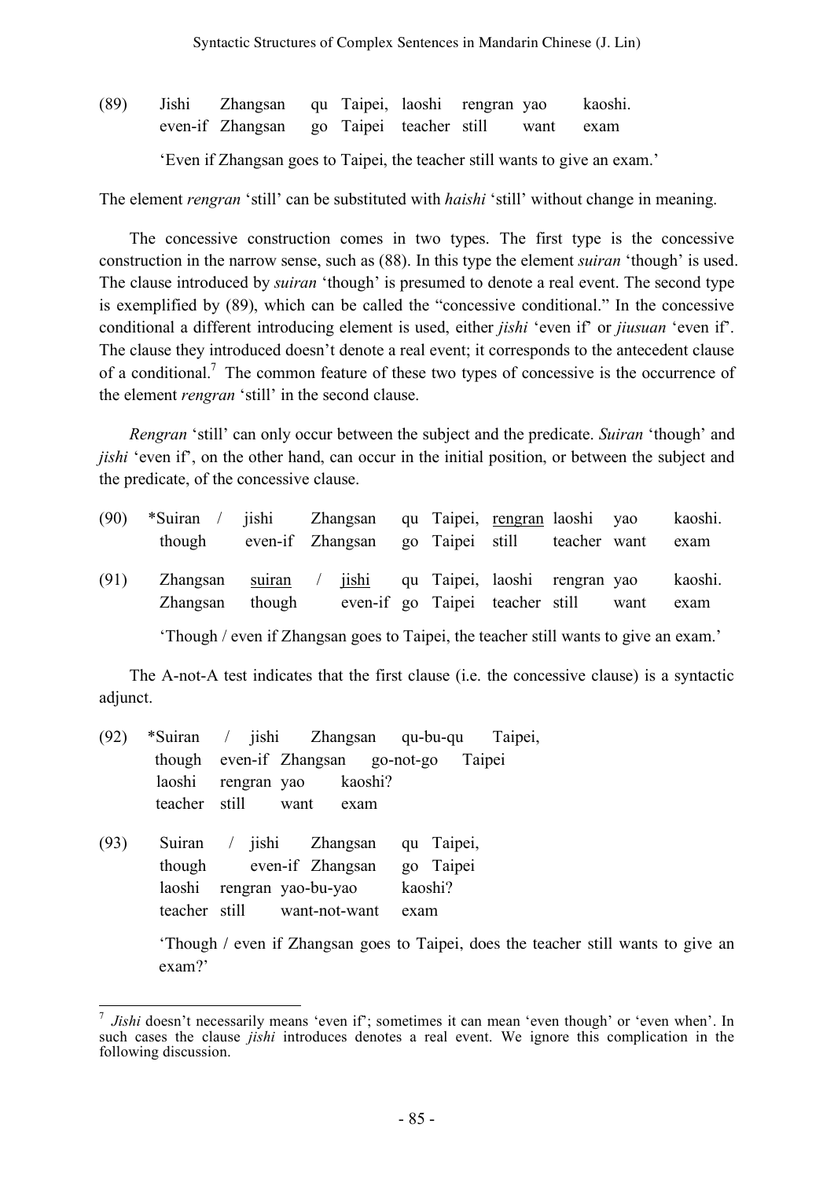(89) Jishi Zhangsan qu Taipei, laoshi rengran yao kaoshi.
even-if Zhangsan go Taipei teacher still want exam

'Even if Zhangsan goes to Taipei, the teacher still wants to give an exam.'

The element *rengran* 'still' can be substituted with *haishi* 'still' without change in meaning.

The concessive construction comes in two types. The first type is the concessive construction in the narrow sense, such as (88). In this type the element *suiran* 'though' is used. The clause introduced by *suiran* 'though' is presumed to denote a real event. The second type is exemplified by (89), which can be called the "concessive conditional." In the concessive conditional a different introducing element is used, either *jishi* 'even if' or *jiusuan* 'even if'. The clause they introduced doesn't denote a real event; it corresponds to the antecedent clause of a conditional.[7] The common feature of these two types of concessive is the occurrence of the element *rengran* 'still' in the second clause.

*Rengran* 'still' can only occur between the subject and the predicate. *Suiran* 'though' and *jishi* 'even if', on the other hand, can occur in the initial position, or between the subject and the predicate, of the concessive clause.

(90) *Suiran / jishi Zhangsan qu Taipei, rengran laoshi yao kaoshi.
though even-if Zhangsan go Taipei still teacher want exam

(91) Zhangsan suiran / jishi qu Taipei, laoshi rengran yao kaoshi.
Zhangsan though even-if go Taipei teacher still want exam

'Though / even if Zhangsan goes to Taipei, the teacher still wants to give an exam.'

The A-not-A test indicates that the first clause (i.e. the concessive clause) is a syntactic adjunct.

(92) *Suiran / jishi Zhangsan qu-bu-qu Taipei,
though even-if Zhangsan go-not-go Taipei
laoshi rengran yao kaoshi?
teacher still want exam

(93) Suiran / jishi Zhangsan qu Taipei,
though even-if Zhangsan go Taipei
laoshi rengran yao-bu-yao kaoshi?
teacher still want-not-want exam

'Though / even if Zhangsan goes to Taipei, does the teacher still wants to give an exam?'

---

[7] *Jishi* doesn't necessarily means 'even if'; sometimes it can mean 'even though' or 'even when'. In such cases the clause *jishi* introduces denotes a real event. We ignore this complication in the following discussion.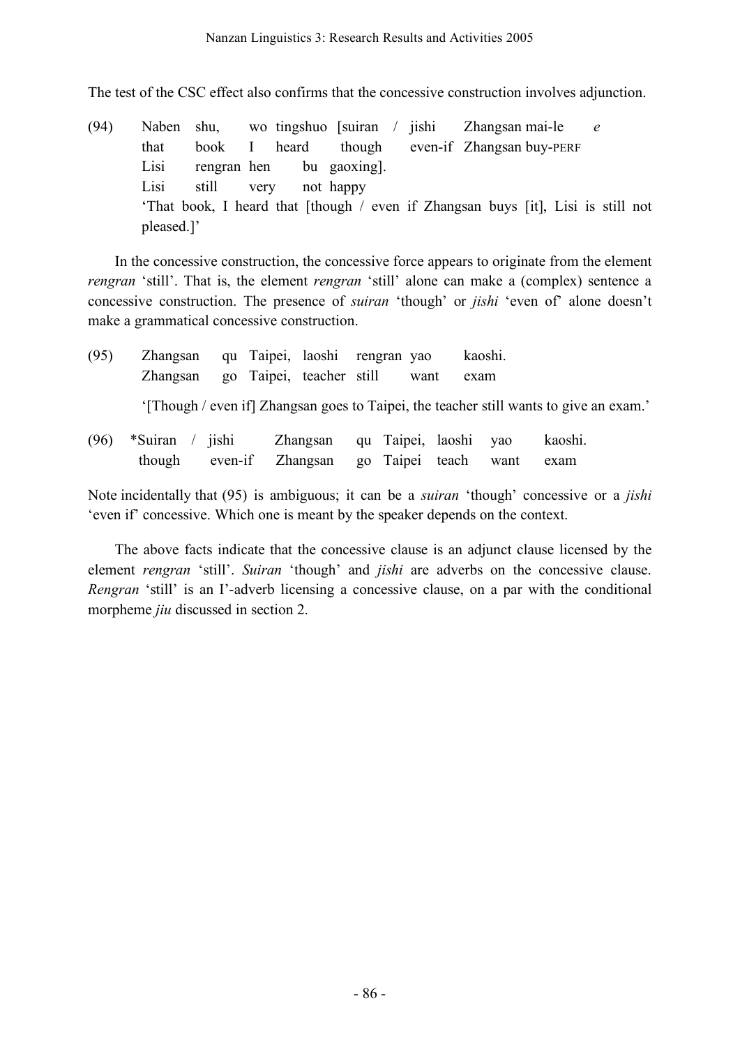The test of the CSC effect also confirms that the concessive construction involves adjunction.

(94) Naben shu, wo tingshuo [suiran / jishi Zhangsan mai-le *e*
  that book I heard though even-if Zhangsan buy-PERF
  Lisi rengran hen bu gaoxing].
  Lisi still very not happy
  'That book, I heard that [though / even if Zhangsan buys [it], Lisi is still not pleased.]'

In the concessive construction, the concessive force appears to originate from the element *rengran* 'still'. That is, the element *rengran* 'still' alone can make a (complex) sentence a concessive construction. The presence of *suiran* 'though' or *jishi* 'even of' alone doesn't make a grammatical concessive construction.

(95) Zhangsan qu Taipei, laoshi rengran yao kaoshi.
  Zhangsan go Taipei, teacher still want exam

  '[Though / even if] Zhangsan goes to Taipei, the teacher still wants to give an exam.'

(96) *Suiran / jishi Zhangsan qu Taipei, laoshi yao kaoshi.
  though even-if Zhangsan go Taipei teach want exam

Note incidentally that (95) is ambiguous; it can be a *suiran* 'though' concessive or a *jishi* 'even if' concessive. Which one is meant by the speaker depends on the context.

The above facts indicate that the concessive clause is an adjunct clause licensed by the element *rengran* 'still'. *Suiran* 'though' and *jishi* are adverbs on the concessive clause. *Rengran* 'still' is an I'-adverb licensing a concessive clause, on a par with the conditional morpheme *jiu* discussed in section 2.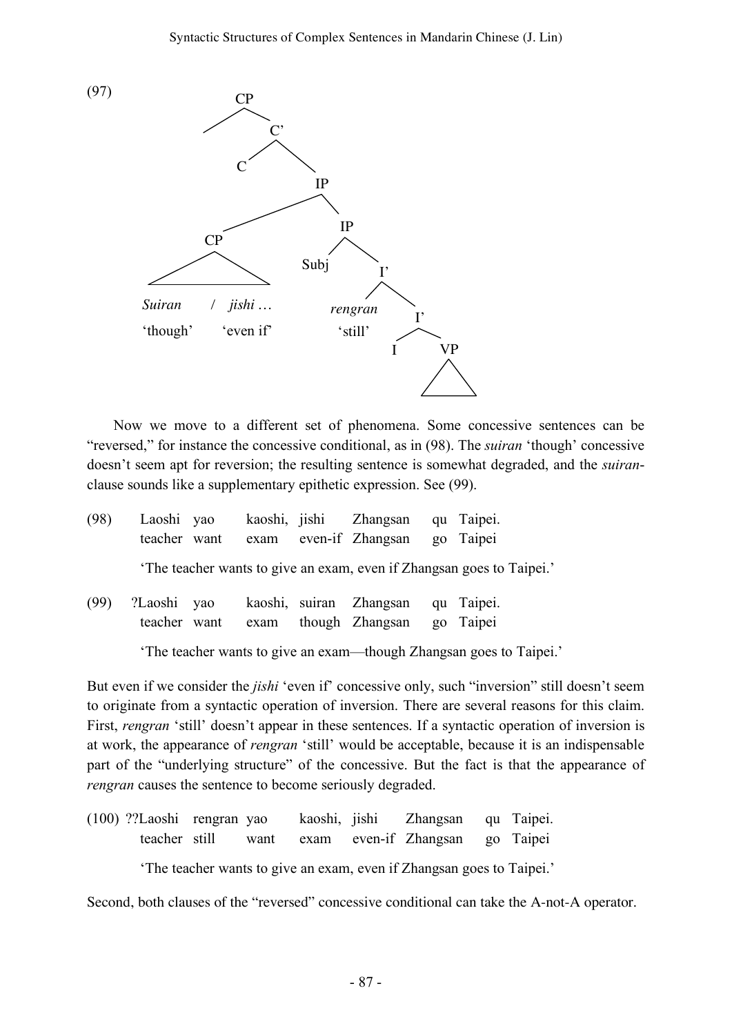(97)

```
CP
├── 
└── C'
    ├── C
    └── IP
        ├── CP
        │   └── Suiran / jishi …
        │       'though'  'even if'
        └── IP
            ├── Subj
            └── I'
                ├── rengran
                │   'still'
                └── I'
                    ├── I
                    └── VP
```

Now we move to a different set of phenomena. Some concessive sentences can be "reversed," for instance the concessive conditional, as in (98). The *suiran* 'though' concessive doesn't seem apt for reversion; the resulting sentence is somewhat degraded, and the *suiran*-clause sounds like a supplementary epithetic expression. See (99).

(98) Laoshi yao kaoshi, jishi Zhangsan qu Taipei.
teacher want exam even-if Zhangsan go Taipei

'The teacher wants to give an exam, even if Zhangsan goes to Taipei.'

(99) ?Laoshi yao kaoshi, suiran Zhangsan qu Taipei.
teacher want exam though Zhangsan go Taipei

'The teacher wants to give an exam—though Zhangsan goes to Taipei.'

But even if we consider the *jishi* 'even if' concessive only, such "inversion" still doesn't seem to originate from a syntactic operation of inversion. There are several reasons for this claim. First, *rengran* 'still' doesn't appear in these sentences. If a syntactic operation of inversion is at work, the appearance of *rengran* 'still' would be acceptable, because it is an indispensable part of the "underlying structure" of the concessive. But the fact is that the appearance of *rengran* causes the sentence to become seriously degraded.

(100) ??Laoshi rengran yao kaoshi, jishi Zhangsan qu Taipei.
teacher still want exam even-if Zhangsan go Taipei

'The teacher wants to give an exam, even if Zhangsan goes to Taipei.'

Second, both clauses of the "reversed" concessive conditional can take the A-not-A operator.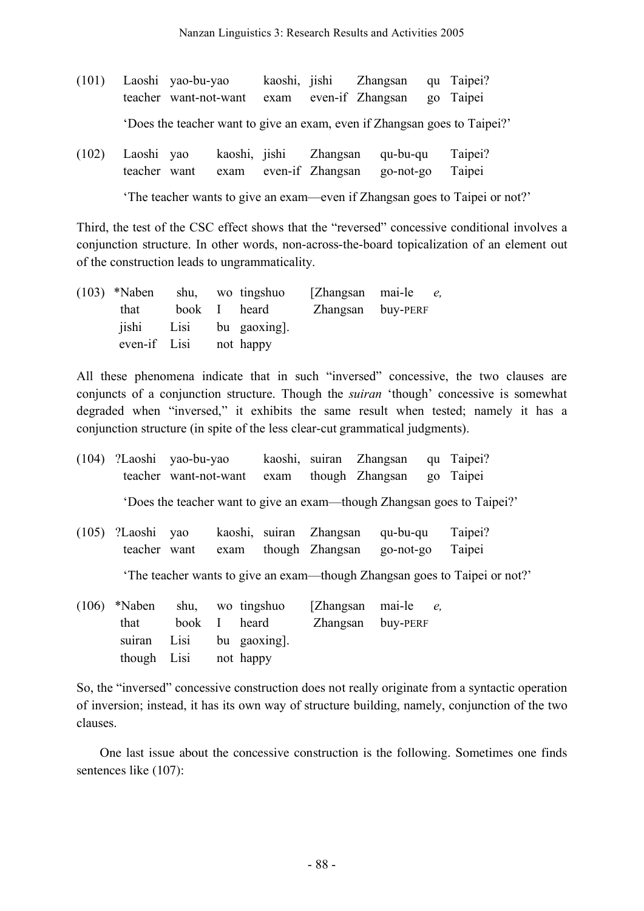(101) Laoshi yao-bu-yao kaoshi, jishi Zhangsan qu Taipei?
teacher want-not-want exam even-if Zhangsan go Taipei

'Does the teacher want to give an exam, even if Zhangsan goes to Taipei?'

(102) Laoshi yao kaoshi, jishi Zhangsan qu-bu-qu Taipei?
teacher want exam even-if Zhangsan go-not-go Taipei

'The teacher wants to give an exam—even if Zhangsan goes to Taipei or not?'

Third, the test of the CSC effect shows that the "reversed" concessive conditional involves a conjunction structure. In other words, non-across-the-board topicalization of an element out of the construction leads to ungrammaticality.

(103) \*Naben shu, wo tingshuo [Zhangsan mai-le *e*,
that book I heard Zhangsan buy-PERF
jishi Lisi bu gaoxing].
even-if Lisi not happy

All these phenomena indicate that in such "inversed" concessive, the two clauses are conjuncts of a conjunction structure. Though the *suiran* 'though' concessive is somewhat degraded when "inversed," it exhibits the same result when tested; namely it has a conjunction structure (in spite of the less clear-cut grammatical judgments).

(104) ?Laoshi yao-bu-yao kaoshi, suiran Zhangsan qu Taipei?
teacher want-not-want exam though Zhangsan go Taipei

'Does the teacher want to give an exam—though Zhangsan goes to Taipei?'

(105) ?Laoshi yao kaoshi, suiran Zhangsan qu-bu-qu Taipei?
teacher want exam though Zhangsan go-not-go Taipei

'The teacher wants to give an exam—though Zhangsan goes to Taipei or not?'

(106) \*Naben shu, wo tingshuo [Zhangsan mai-le *e*,
that book I heard Zhangsan buy-PERF
suiran Lisi bu gaoxing].
though Lisi not happy

So, the "inversed" concessive construction does not really originate from a syntactic operation of inversion; instead, it has its own way of structure building, namely, conjunction of the two clauses.

One last issue about the concessive construction is the following. Sometimes one finds sentences like (107):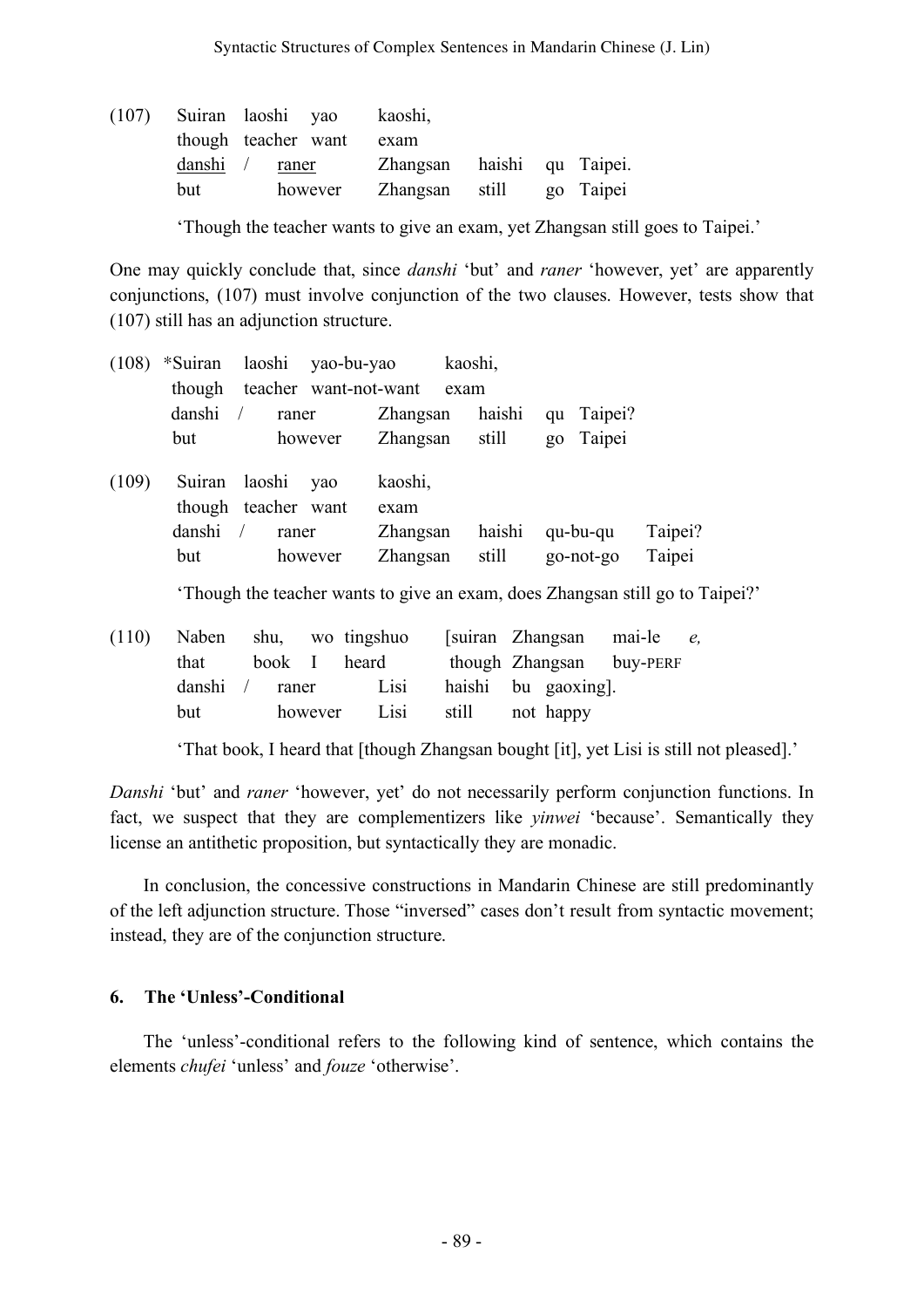(107) Suiran laoshi yao kaoshi,
 though teacher want exam
 danshi / raner Zhangsan haishi qu Taipei.
 but however Zhangsan still go Taipei

 'Though the teacher wants to give an exam, yet Zhangsan still goes to Taipei.'

One may quickly conclude that, since *danshi* 'but' and *raner* 'however, yet' are apparently conjunctions, (107) must involve conjunction of the two clauses. However, tests show that (107) still has an adjunction structure.

(108) \*Suiran laoshi yao-bu-yao kaoshi,
 though teacher want-not-want exam
 danshi / raner Zhangsan haishi qu Taipei?
 but however Zhangsan still go Taipei

(109) Suiran laoshi yao kaoshi,
 though teacher want exam
 danshi / raner Zhangsan haishi qu-bu-qu Taipei?
 but however Zhangsan still go-not-go Taipei

 'Though the teacher wants to give an exam, does Zhangsan still go to Taipei?'

(110) Naben shu, wo tingshuo [suiran Zhangsan mai-le *e*,
 that book I heard though Zhangsan buy-PERF
 danshi / raner Lisi haishi bu gaoxing].
 but however Lisi still not happy

 'That book, I heard that [though Zhangsan bought [it], yet Lisi is still not pleased].'

*Danshi* 'but' and *raner* 'however, yet' do not necessarily perform conjunction functions. In fact, we suspect that they are complementizers like *yinwei* 'because'. Semantically they license an antithetic proposition, but syntactically they are monadic.

In conclusion, the concessive constructions in Mandarin Chinese are still predominantly of the left adjunction structure. Those "inversed" cases don't result from syntactic movement; instead, they are of the conjunction structure.

## 6. The 'Unless'-Conditional

The 'unless'-conditional refers to the following kind of sentence, which contains the elements *chufei* 'unless' and *fouze* 'otherwise'.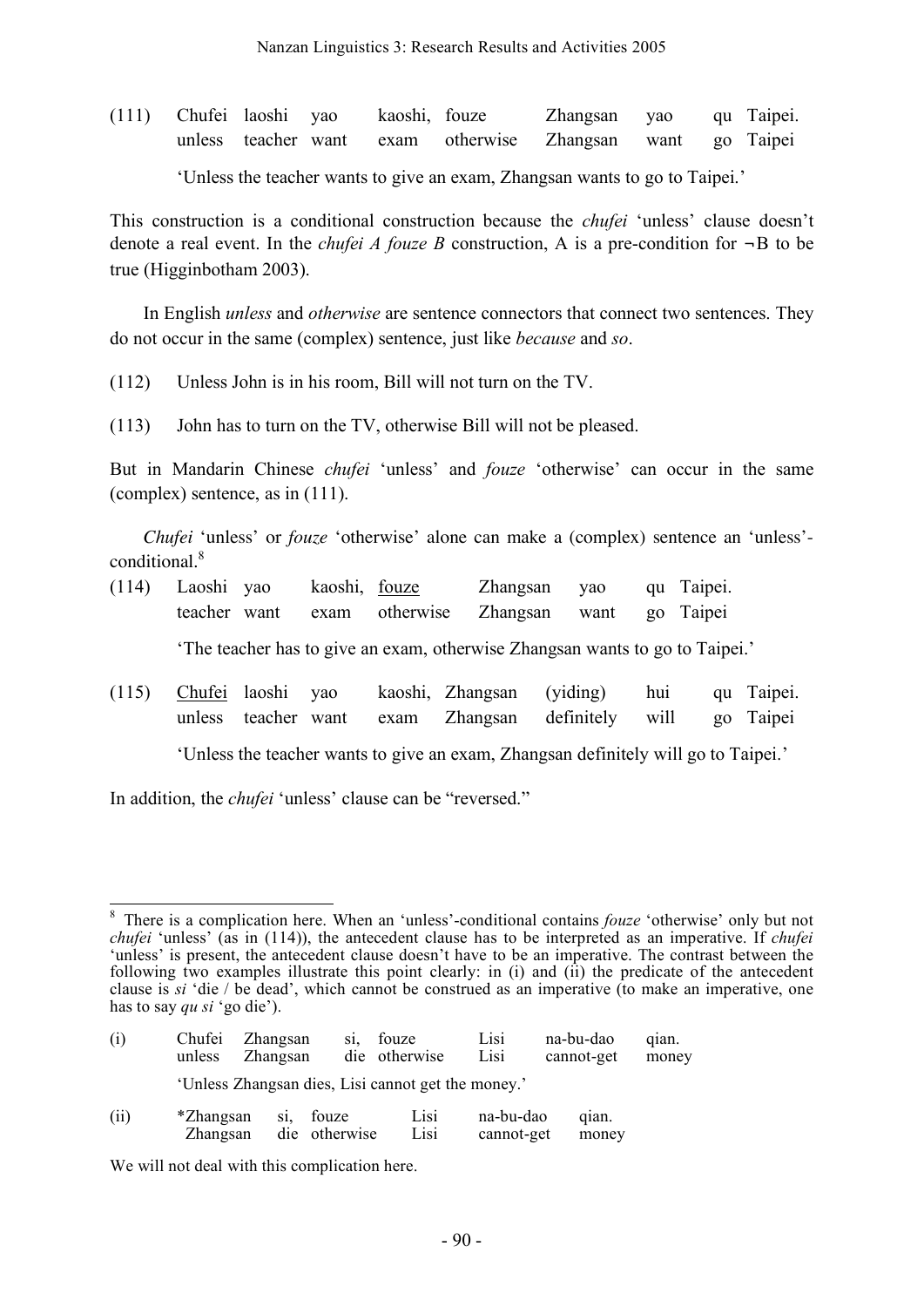(111) Chufei laoshi yao kaoshi, fouze Zhangsan yao qu Taipei.
unless teacher want exam otherwise Zhangsan want go Taipei

'Unless the teacher wants to give an exam, Zhangsan wants to go to Taipei.'

This construction is a conditional construction because the *chufei* 'unless' clause doesn't denote a real event. In the *chufei A fouze B* construction, A is a pre-condition for $\neg$B to be true (Higginbotham 2003).

In English *unless* and *otherwise* are sentence connectors that connect two sentences. They do not occur in the same (complex) sentence, just like *because* and *so*.

(112) Unless John is in his room, Bill will not turn on the TV.

(113) John has to turn on the TV, otherwise Bill will not be pleased.

But in Mandarin Chinese *chufei* 'unless' and *fouze* 'otherwise' can occur in the same (complex) sentence, as in (111).

*Chufei* 'unless' or *fouze* 'otherwise' alone can make a (complex) sentence an 'unless'-conditional.[8]

(114) Laoshi yao kaoshi, <u>fouze</u> Zhangsan yao qu Taipei.
teacher want exam otherwise Zhangsan want go Taipei

'The teacher has to give an exam, otherwise Zhangsan wants to go to Taipei.'

(115) <u>Chufei</u> laoshi yao kaoshi, Zhangsan (yiding) hui qu Taipei.
unless teacher want exam Zhangsan definitely will go Taipei

'Unless the teacher wants to give an exam, Zhangsan definitely will go to Taipei.'

In addition, the *chufei* 'unless' clause can be "reversed."

---

[8] There is a complication here. When an 'unless'-conditional contains *fouze* 'otherwise' only but not *chufei* 'unless' (as in (114)), the antecedent clause has to be interpreted as an imperative. If *chufei* 'unless' is present, the antecedent clause doesn't have to be an imperative. The contrast between the following two examples illustrate this point clearly: in (i) and (ii) the predicate of the antecedent clause is *si* 'die / be dead', which cannot be construed as an imperative (to make an imperative, one has to say *qu si* 'go die').

(i) Chufei Zhangsan si, fouze Lisi na-bu-dao qian.
unless Zhangsan die otherwise Lisi cannot-get money

'Unless Zhangsan dies, Lisi cannot get the money.'

(ii) *Zhangsan si, fouze Lisi na-bu-dao qian.
Zhangsan die otherwise Lisi cannot-get money

We will not deal with this complication here.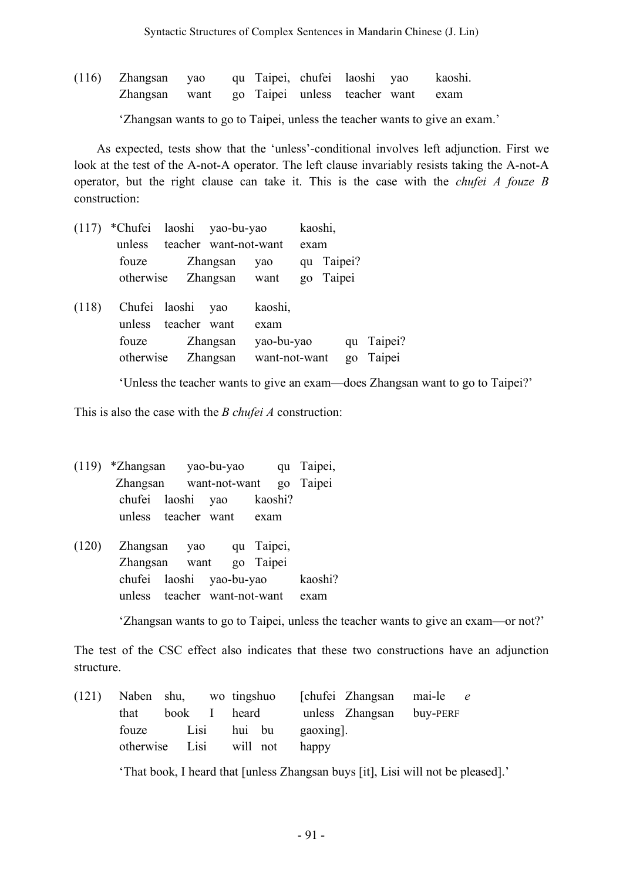(116) Zhangsan yao qu Taipei, chufei laoshi yao kaoshi.
      Zhangsan want go Taipei unless teacher want exam

      'Zhangsan wants to go to Taipei, unless the teacher wants to give an exam.'

As expected, tests show that the 'unless'-conditional involves left adjunction. First we look at the test of the A-not-A operator. The left clause invariably resists taking the A-not-A operator, but the right clause can take it. This is the case with the *chufei A fouze B* construction:

(117) *Chufei laoshi yao-bu-yao kaoshi,
       unless teacher want-not-want exam
       fouze Zhangsan yao qu Taipei?
       otherwise Zhangsan want go Taipei

(118) Chufei laoshi yao kaoshi,
      unless teacher want exam
      fouze Zhangsan yao-bu-yao qu Taipei?
      otherwise Zhangsan want-not-want go Taipei

      'Unless the teacher wants to give an exam—does Zhangsan want to go to Taipei?'

This is also the case with the *B chufei A* construction:

(119) *Zhangsan yao-bu-yao qu Taipei,
       Zhangsan want-not-want go Taipei
       chufei laoshi yao kaoshi?
       unless teacher want exam

(120) Zhangsan yao qu Taipei,
      Zhangsan want go Taipei
      chufei laoshi yao-bu-yao kaoshi?
      unless teacher want-not-want exam

      'Zhangsan wants to go to Taipei, unless the teacher wants to give an exam—or not?'

The test of the CSC effect also indicates that these two constructions have an adjunction structure.

(121) Naben shu, wo tingshuo [chufei Zhangsan mai-le *e*
      that book I heard unless Zhangsan buy-PERF
      fouze Lisi hui bu gaoxing].
      otherwise Lisi will not happy

      'That book, I heard that [unless Zhangsan buys [it], Lisi will not be pleased].'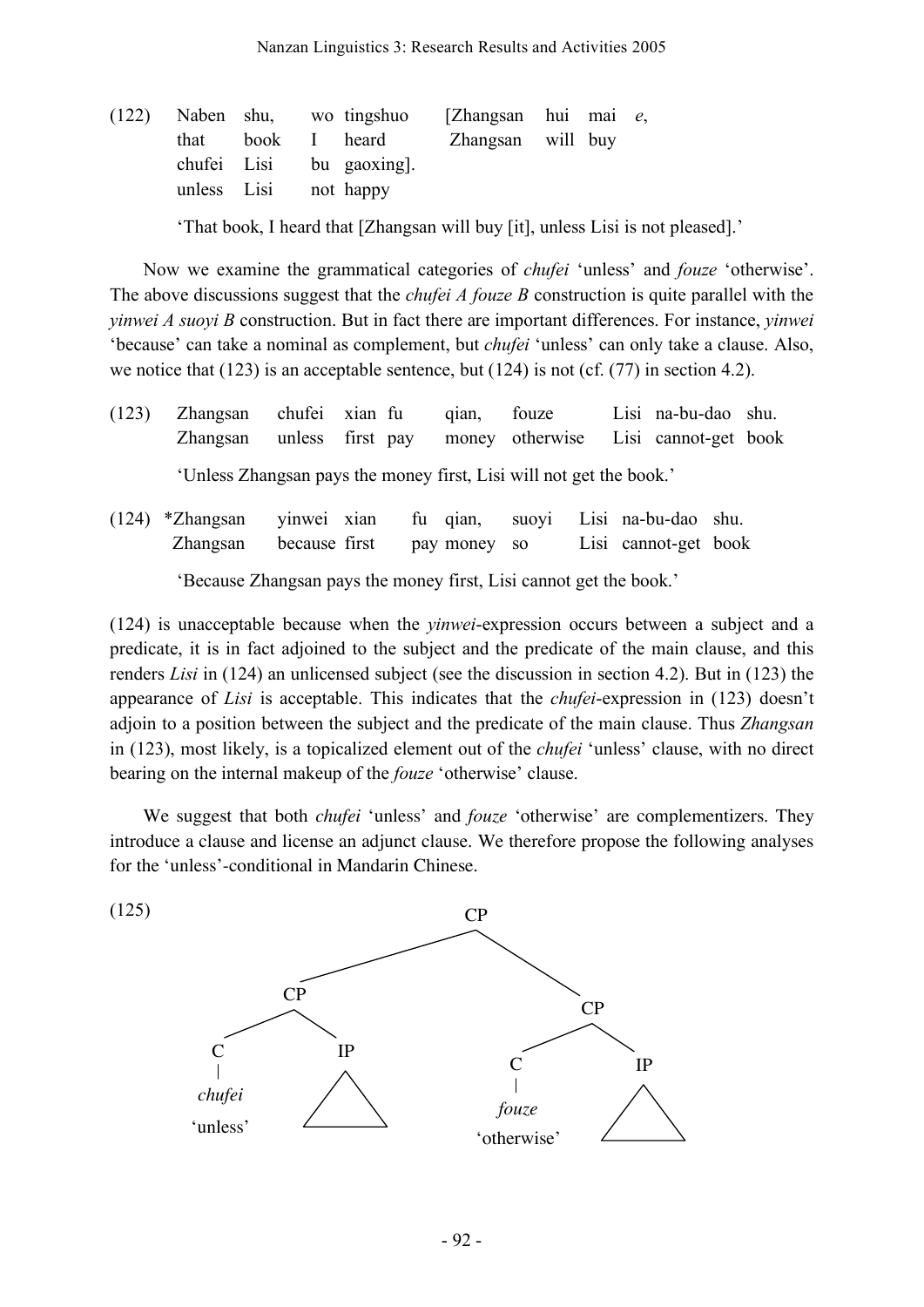(122) Naben shu, wo tingshuo [Zhangsan hui mai *e*,
 that book I heard Zhangsan will buy
 chufei Lisi bu gaoxing].
 unless Lisi not happy

 'That book, I heard that [Zhangsan will buy [it], unless Lisi is not pleased].'

Now we examine the grammatical categories of *chufei* 'unless' and *fouze* 'otherwise'. The above discussions suggest that the *chufei A fouze B* construction is quite parallel with the *yinwei A suoyi B* construction. But in fact there are important differences. For instance, *yinwei* 'because' can take a nominal as complement, but *chufei* 'unless' can only take a clause. Also, we notice that (123) is an acceptable sentence, but (124) is not (cf. (77) in section 4.2).

(123) Zhangsan chufei xian fu qian, fouze Lisi na-bu-dao shu.
 Zhangsan unless first pay money otherwise Lisi cannot-get book

 'Unless Zhangsan pays the money first, Lisi will not get the book.'

(124) *Zhangsan yinwei xian fu qian, suoyi Lisi na-bu-dao shu.
 Zhangsan because first pay money so Lisi cannot-get book

 'Because Zhangsan pays the money first, Lisi cannot get the book.'

(124) is unacceptable because when the *yinwei*-expression occurs between a subject and a predicate, it is in fact adjoined to the subject and the predicate of the main clause, and this renders *Lisi* in (124) an unlicensed subject (see the discussion in section 4.2). But in (123) the appearance of *Lisi* is acceptable. This indicates that the *chufei*-expression in (123) doesn't adjoin to a position between the subject and the predicate of the main clause. Thus *Zhangsan* in (123), most likely, is a topicalized element out of the *chufei* 'unless' clause, with no direct bearing on the internal makeup of the *fouze* 'otherwise' clause.

We suggest that both *chufei* 'unless' and *fouze* 'otherwise' are complementizers. They introduce a clause and license an adjunct clause. We therefore propose the following analyses for the 'unless'-conditional in Mandarin Chinese.

(125)

```
                    CP
          _________/  \_________
        CP                      CP
       /  \                    /  \
      C    IP                 C    IP
      |    /\                 |    /\
   chufei                   fouze
  'unless'               'otherwise'
```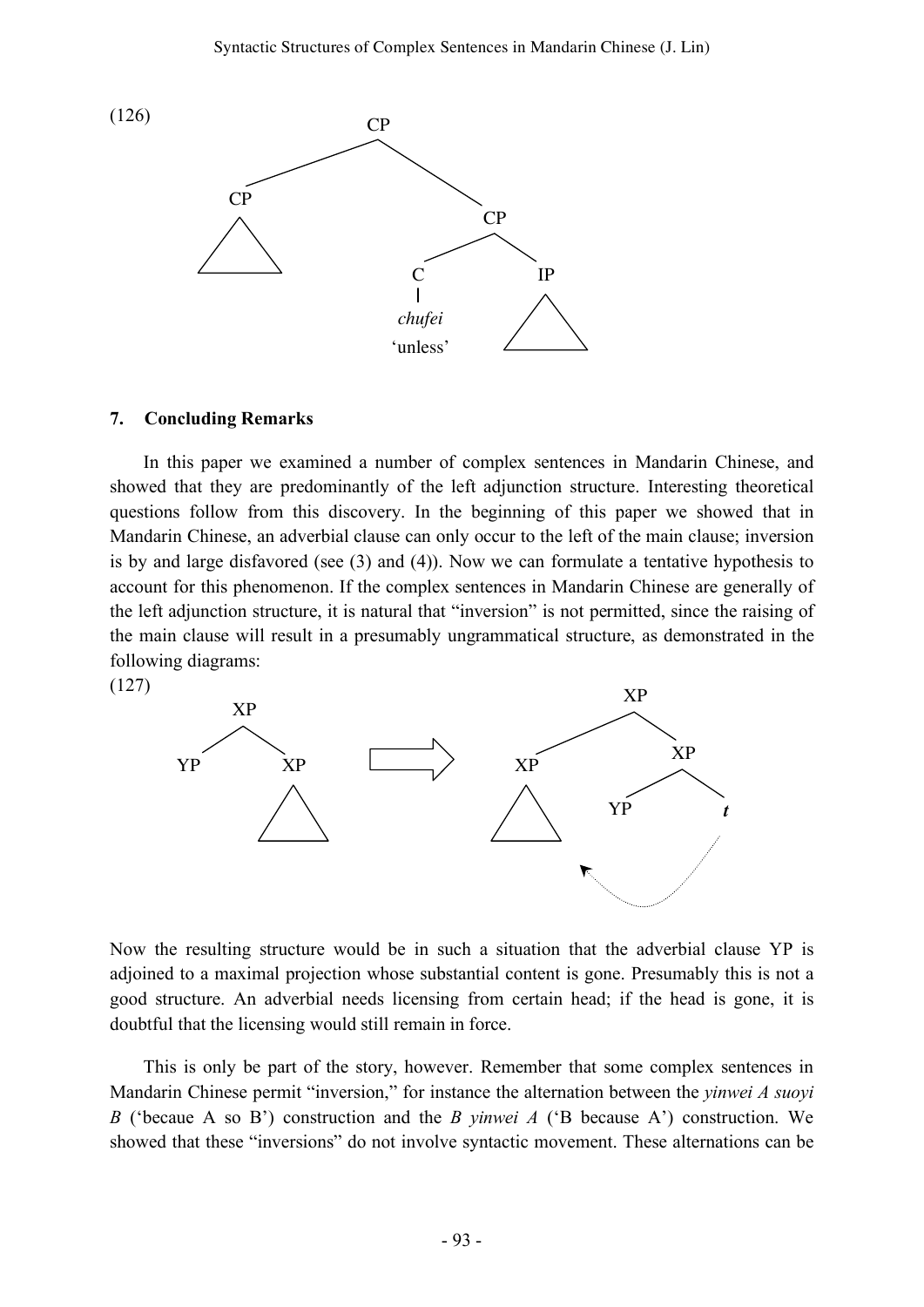(126)

```
            CP
          /    \
        CP      CP
       /\      /  \
              C    IP
              |    /\
           chufei
          'unless'
```

## 7. Concluding Remarks

In this paper we examined a number of complex sentences in Mandarin Chinese, and showed that they are predominantly of the left adjunction structure. Interesting theoretical questions follow from this discovery. In the beginning of this paper we showed that in Mandarin Chinese, an adverbial clause can only occur to the left of the main clause; inversion is by and large disfavored (see (3) and (4)). Now we can formulate a tentative hypothesis to account for this phenomenon. If the complex sentences in Mandarin Chinese are generally of the left adjunction structure, it is natural that "inversion" is not permitted, since the raising of the main clause will result in a presumably ungrammatical structure, as demonstrated in the following diagrams:

(127)

```
     XP                          XP
    /  \                        /  \
  YP    XP        ==>         XP    XP
        /\                    /\   /  \
                                  YP   t
```

Now the resulting structure would be in such a situation that the adverbial clause YP is adjoined to a maximal projection whose substantial content is gone. Presumably this is not a good structure. An adverbial needs licensing from certain head; if the head is gone, it is doubtful that the licensing would still remain in force.

This is only be part of the story, however. Remember that some complex sentences in Mandarin Chinese permit "inversion," for instance the alternation between the *yinwei A suoyi B* ('becaue A so B') construction and the *B yinwei A* ('B because A') construction. We showed that these "inversions" do not involve syntactic movement. These alternations can be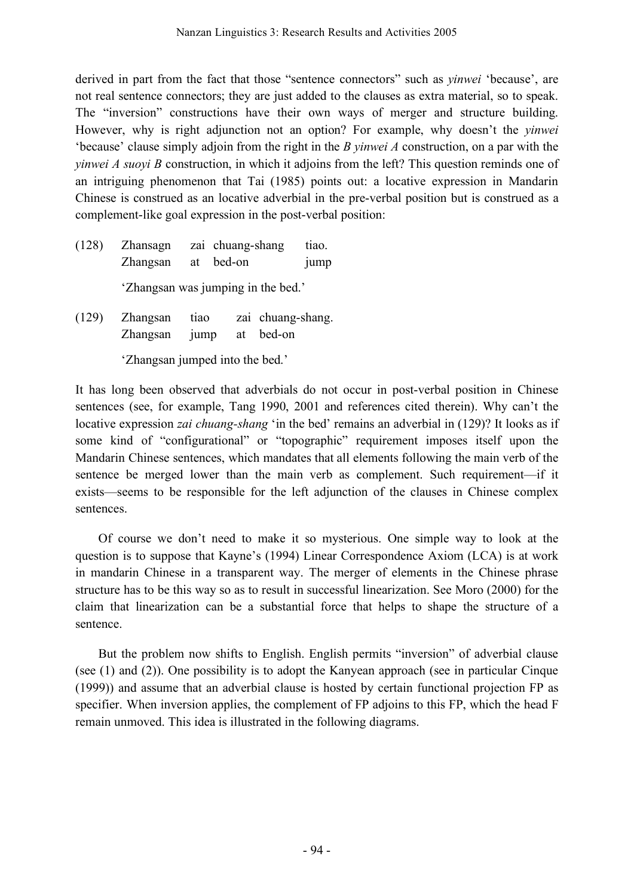derived in part from the fact that those "sentence connectors" such as *yinwei* 'because', are not real sentence connectors; they are just added to the clauses as extra material, so to speak. The "inversion" constructions have their own ways of merger and structure building. However, why is right adjunction not an option? For example, why doesn't the *yinwei* 'because' clause simply adjoin from the right in the *B yinwei A* construction, on a par with the *yinwei A suoyi B* construction, in which it adjoins from the left? This question reminds one of an intriguing phenomenon that Tai (1985) points out: a locative expression in Mandarin Chinese is construed as an locative adverbial in the pre-verbal position but is construed as a complement-like goal expression in the post-verbal position:

(128) Zhansagn zai chuang-shang tiao.
 Zhangsan at bed-on jump

 'Zhangsan was jumping in the bed.'

(129) Zhangsan tiao zai chuang-shang.
 Zhangsan jump at bed-on

 'Zhangsan jumped into the bed.'

It has long been observed that adverbials do not occur in post-verbal position in Chinese sentences (see, for example, Tang 1990, 2001 and references cited therein). Why can't the locative expression *zai chuang-shang* 'in the bed' remains an adverbial in (129)? It looks as if some kind of "configurational" or "topographic" requirement imposes itself upon the Mandarin Chinese sentences, which mandates that all elements following the main verb of the sentence be merged lower than the main verb as complement. Such requirement—if it exists—seems to be responsible for the left adjunction of the clauses in Chinese complex sentences.

Of course we don't need to make it so mysterious. One simple way to look at the question is to suppose that Kayne's (1994) Linear Correspondence Axiom (LCA) is at work in mandarin Chinese in a transparent way. The merger of elements in the Chinese phrase structure has to be this way so as to result in successful linearization. See Moro (2000) for the claim that linearization can be a substantial force that helps to shape the structure of a sentence.

But the problem now shifts to English. English permits "inversion" of adverbial clause (see (1) and (2)). One possibility is to adopt the Kanyean approach (see in particular Cinque (1999)) and assume that an adverbial clause is hosted by certain functional projection FP as specifier. When inversion applies, the complement of FP adjoins to this FP, which the head F remain unmoved. This idea is illustrated in the following diagrams.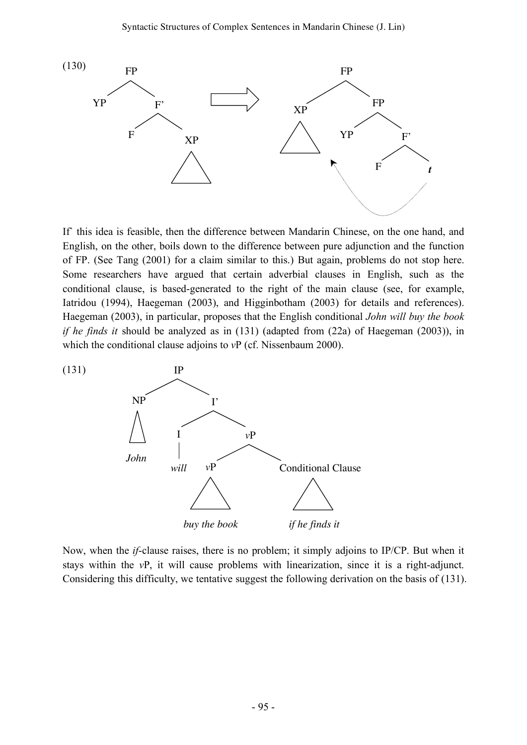(130)

```
        FP                              FP
       /  \                            /  \
     YP    F'         ==>            XP    FP
          /  \                      /\    /  \
         F    XP                        YP    F'
              /\                             /  \
                                            F    t
```

If` this idea is feasible, then the difference between Mandarin Chinese, on the one hand, and English, on the other, boils down to the difference between pure adjunction and the function of FP. (See Tang (2001) for a claim similar to this.) But again, problems do not stop here. Some researchers have argued that certain adverbial clauses in English, such as the conditional clause, is based-generated to the right of the main clause (see, for example, Iatridou (1994), Haegeman (2003), and Higginbotham (2003) for details and references). Haegeman (2003), in particular, proposes that the English conditional *John will buy the book if he finds it* should be analyzed as in (131) (adapted from (22a) of Haegeman (2003)), in which the conditional clause adjoins to *v*P (cf. Nissenbaum 2000).

(131)

```
            IP
           /  \
         NP    I'
         /\   /  \
       John  I    vP
             |   /  \
           will vP   Conditional Clause
                /\          /\
          buy the book   if he finds it
```

Now, when the *if*-clause raises, there is no problem; it simply adjoins to IP/CP. But when it stays within the *v*P, it will cause problems with linearization, since it is a right-adjunct. Considering this difficulty, we tentative suggest the following derivation on the basis of (131).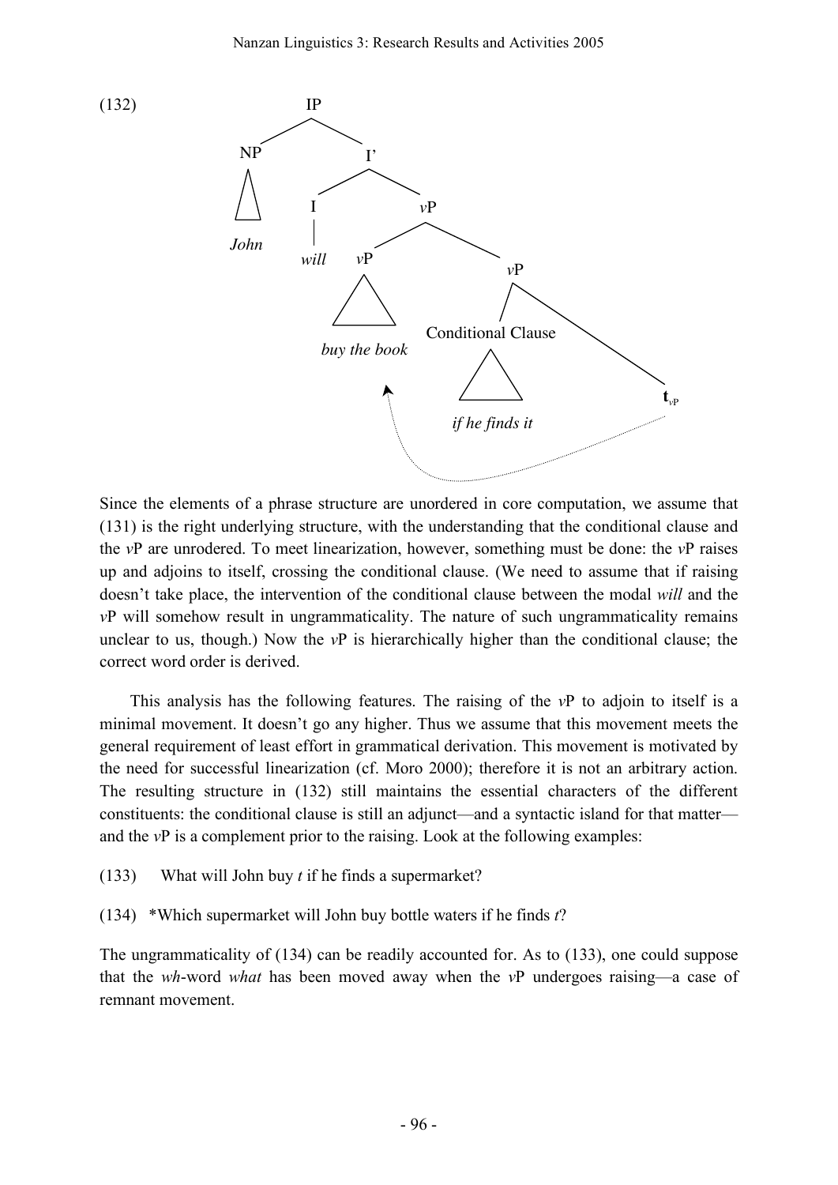(132)

```
IP
├── NP
│   └── John
└── I'
    ├── I
    │   └── will
    └── vP
        ├── vP
        │   └── buy the book
        └── vP
            ├── Conditional Clause
            │   └── if he finds it
            └── t_vP
```

Since the elements of a phrase structure are unordered in core computation, we assume that (131) is the right underlying structure, with the understanding that the conditional clause and the *v*P are unrodered. To meet linearization, however, something must be done: the *v*P raises up and adjoins to itself, crossing the conditional clause. (We need to assume that if raising doesn't take place, the intervention of the conditional clause between the modal *will* and the *v*P will somehow result in ungrammaticality. The nature of such ungrammaticality remains unclear to us, though.) Now the *v*P is hierarchically higher than the conditional clause; the correct word order is derived.

This analysis has the following features. The raising of the *v*P to adjoin to itself is a minimal movement. It doesn't go any higher. Thus we assume that this movement meets the general requirement of least effort in grammatical derivation. This movement is motivated by the need for successful linearization (cf. Moro 2000); therefore it is not an arbitrary action. The resulting structure in (132) still maintains the essential characters of the different constituents: the conditional clause is still an adjunct—and a syntactic island for that matter—and the *v*P is a complement prior to the raising. Look at the following examples:

(133) What will John buy *t* if he finds a supermarket?

(134) *Which supermarket will John buy bottle waters if he finds *t*?

The ungrammaticality of (134) can be readily accounted for. As to (133), one could suppose that the *wh*-word *what* has been moved away when the *v*P undergoes raising—a case of remnant movement.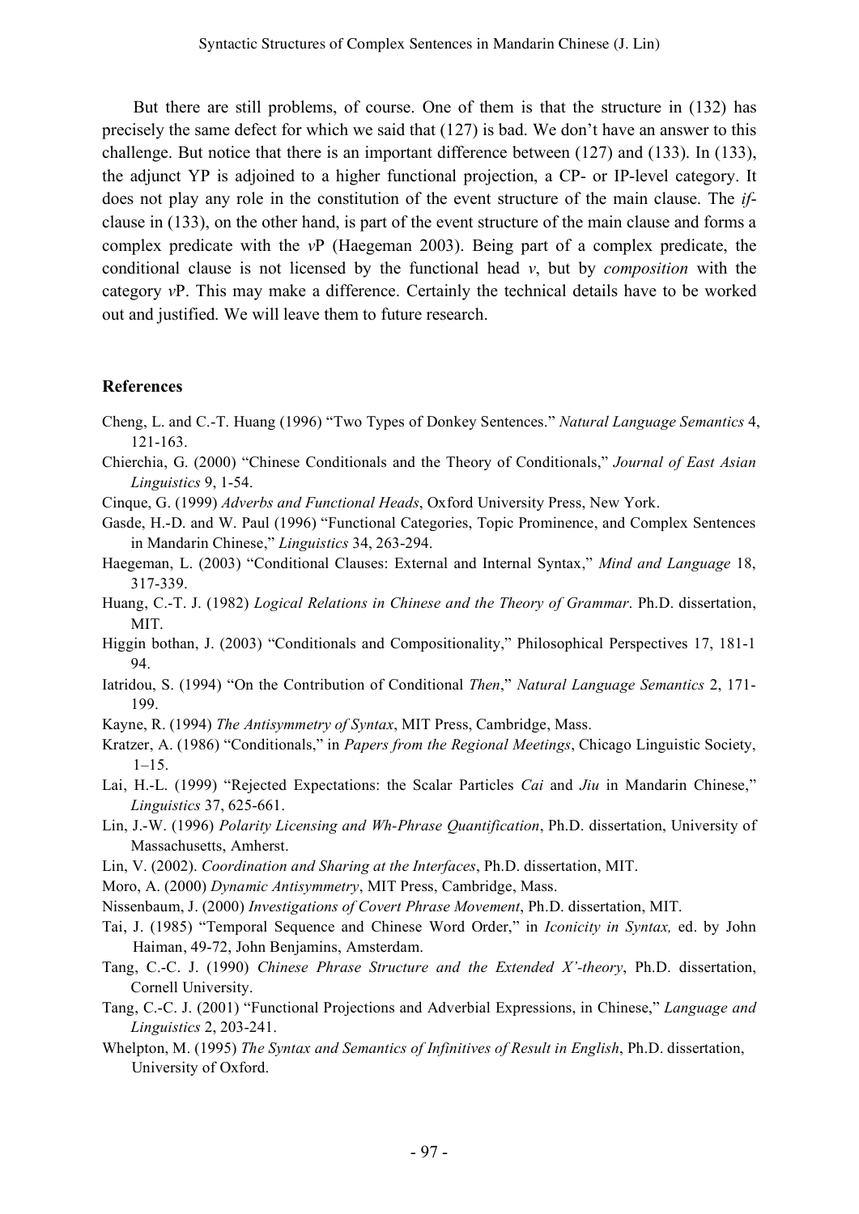But there are still problems, of course. One of them is that the structure in (132) has precisely the same defect for which we said that (127) is bad. We don't have an answer to this challenge. But notice that there is an important difference between (127) and (133). In (133), the adjunct YP is adjoined to a higher functional projection, a CP- or IP-level category. It does not play any role in the constitution of the event structure of the main clause. The *if*-clause in (133), on the other hand, is part of the event structure of the main clause and forms a complex predicate with the *v*P (Haegeman 2003). Being part of a complex predicate, the conditional clause is not licensed by the functional head *v*, but by *composition* with the category *v*P. This may make a difference. Certainly the technical details have to be worked out and justified. We will leave them to future research.

## References

Cheng, L. and C.-T. Huang (1996) "Two Types of Donkey Sentences." *Natural Language Semantics* 4, 121-163.

Chierchia, G. (2000) "Chinese Conditionals and the Theory of Conditionals," *Journal of East Asian Linguistics* 9, 1-54.

Cinque, G. (1999) *Adverbs and Functional Heads*, Oxford University Press, New York.

Gasde, H.-D. and W. Paul (1996) "Functional Categories, Topic Prominence, and Complex Sentences in Mandarin Chinese," *Linguistics* 34, 263-294.

Haegeman, L. (2003) "Conditional Clauses: External and Internal Syntax," *Mind and Language* 18, 317-339.

Huang, C.-T. J. (1982) *Logical Relations in Chinese and the Theory of Grammar*. Ph.D. dissertation, MIT.

Higgin bothan, J. (2003) "Conditionals and Compositionality," Philosophical Perspectives 17, 181-1 94.

Iatridou, S. (1994) "On the Contribution of Conditional *Then*," *Natural Language Semantics* 2, 171-199.

Kayne, R. (1994) *The Antisymmetry of Syntax*, MIT Press, Cambridge, Mass.

Kratzer, A. (1986) "Conditionals," in *Papers from the Regional Meetings*, Chicago Linguistic Society, 1–15.

Lai, H.-L. (1999) "Rejected Expectations: the Scalar Particles *Cai* and *Jiu* in Mandarin Chinese," *Linguistics* 37, 625-661.

Lin, J.-W. (1996) *Polarity Licensing and Wh-Phrase Quantification*, Ph.D. dissertation, University of Massachusetts, Amherst.

Lin, V. (2002). *Coordination and Sharing at the Interfaces*, Ph.D. dissertation, MIT.

Moro, A. (2000) *Dynamic Antisymmetry*, MIT Press, Cambridge, Mass.

Nissenbaum, J. (2000) *Investigations of Covert Phrase Movement*, Ph.D. dissertation, MIT.

Tai, J. (1985) "Temporal Sequence and Chinese Word Order," in *Iconicity in Syntax,* ed. by John Haiman, 49-72, John Benjamins, Amsterdam.

Tang, C.-C. J. (1990) *Chinese Phrase Structure and the Extended X'-theory*, Ph.D. dissertation, Cornell University.

Tang, C.-C. J. (2001) "Functional Projections and Adverbial Expressions, in Chinese," *Language and Linguistics* 2, 203-241.

Whelpton, M. (1995) *The Syntax and Semantics of Infinitives of Result in English*, Ph.D. dissertation, University of Oxford.